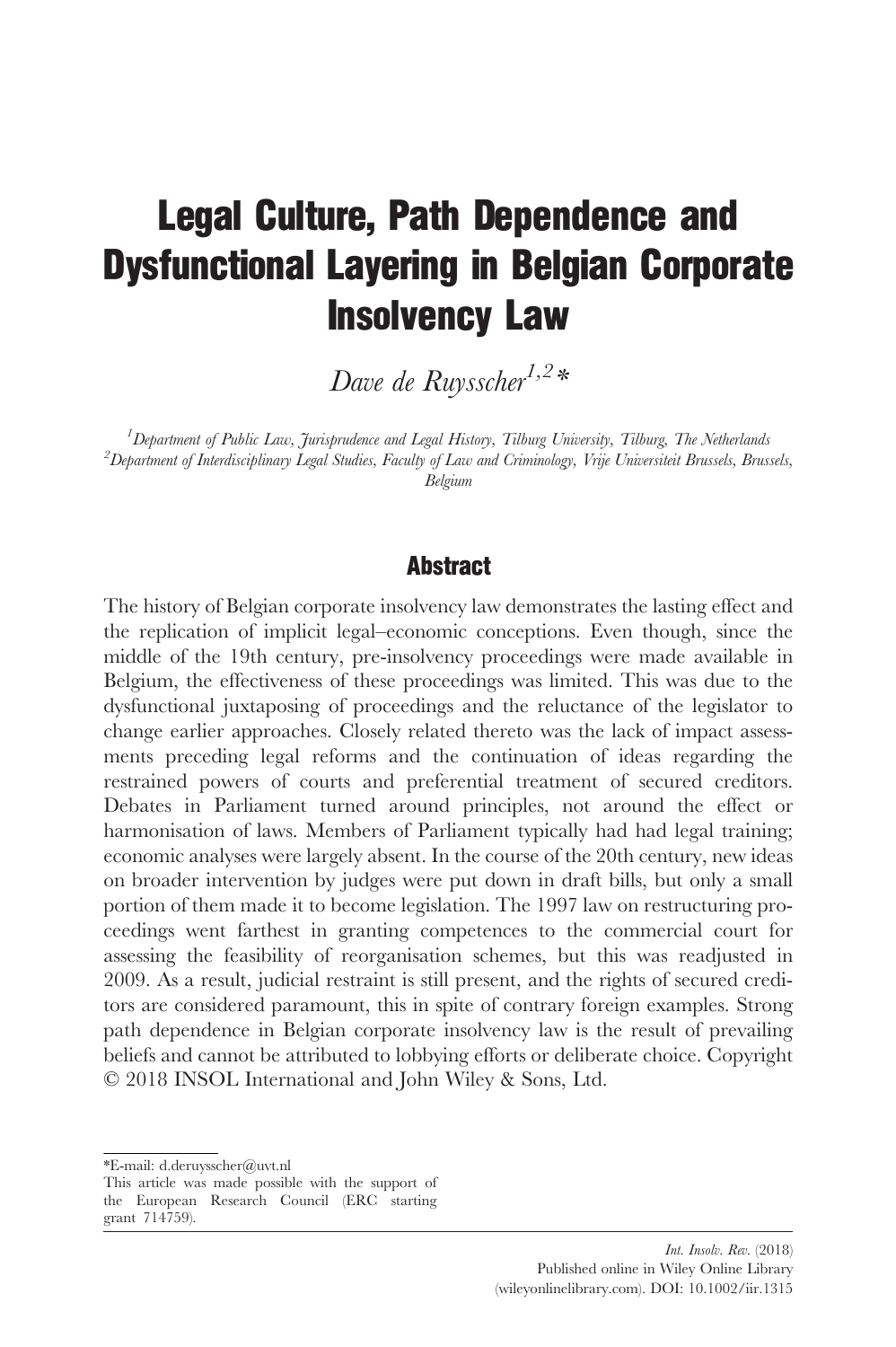# Legal Culture, Path Dependence and Dysfunctional Layering in Belgian Corporate Insolvency Law

*Dave de Ruysscher*[1,2]*

[1]*Department of Public Law, Jurisprudence and Legal History, Tilburg University, Tilburg, The Netherlands*
[2]*Department of Interdisciplinary Legal Studies, Faculty of Law and Criminology, Vrije Universiteit Brussels, Brussels, Belgium*

## Abstract

The history of Belgian corporate insolvency law demonstrates the lasting effect and the replication of implicit legal–economic conceptions. Even though, since the middle of the 19th century, pre-insolvency proceedings were made available in Belgium, the effectiveness of these proceedings was limited. This was due to the dysfunctional juxtaposing of proceedings and the reluctance of the legislator to change earlier approaches. Closely related thereto was the lack of impact assessments preceding legal reforms and the continuation of ideas regarding the restrained powers of courts and preferential treatment of secured creditors. Debates in Parliament turned around principles, not around the effect or harmonisation of laws. Members of Parliament typically had had legal training; economic analyses were largely absent. In the course of the 20th century, new ideas on broader intervention by judges were put down in draft bills, but only a small portion of them made it to become legislation. The 1997 law on restructuring proceedings went farthest in granting competences to the commercial court for assessing the feasibility of reorganisation schemes, but this was readjusted in 2009. As a result, judicial restraint is still present, and the rights of secured creditors are considered paramount, this in spite of contrary foreign examples. Strong path dependence in Belgian corporate insolvency law is the result of prevailing beliefs and cannot be attributed to lobbying efforts or deliberate choice. Copyright © 2018 INSOL International and John Wiley & Sons, Ltd.

*E-mail: d.deruysscher@uvt.nl
This article was made possible with the support of the European Research Council (ERC starting grant 714759).

*Int. Insolv. Rev.* (2018)
Published online in Wiley Online Library (wileyonlinelibrary.com). DOI: 10.1002/iir.1315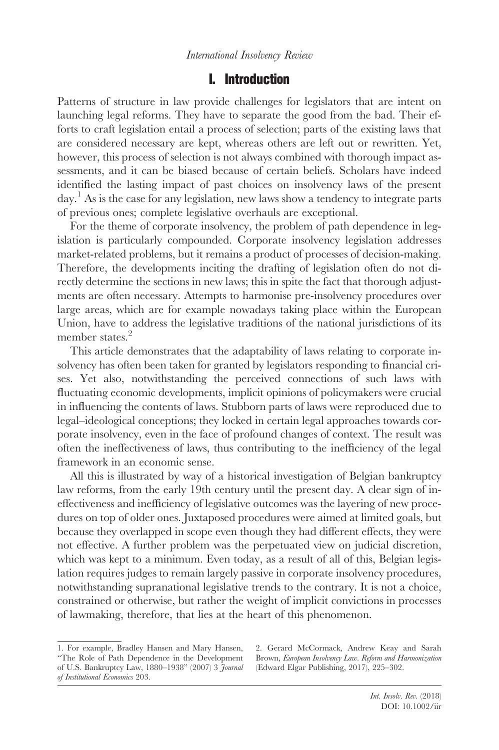# I. Introduction

Patterns of structure in law provide challenges for legislators that are intent on launching legal reforms. They have to separate the good from the bad. Their efforts to craft legislation entail a process of selection; parts of the existing laws that are considered necessary are kept, whereas others are left out or rewritten. Yet, however, this process of selection is not always combined with thorough impact assessments, and it can be biased because of certain beliefs. Scholars have indeed identified the lasting impact of past choices on insolvency laws of the present day.[1] As is the case for any legislation, new laws show a tendency to integrate parts of previous ones; complete legislative overhauls are exceptional.

For the theme of corporate insolvency, the problem of path dependence in legislation is particularly compounded. Corporate insolvency legislation addresses market-related problems, but it remains a product of processes of decision-making. Therefore, the developments inciting the drafting of legislation often do not directly determine the sections in new laws; this in spite the fact that thorough adjustments are often necessary. Attempts to harmonise pre-insolvency procedures over large areas, which are for example nowadays taking place within the European Union, have to address the legislative traditions of the national jurisdictions of its member states.[2]

This article demonstrates that the adaptability of laws relating to corporate insolvency has often been taken for granted by legislators responding to financial crises. Yet also, notwithstanding the perceived connections of such laws with fluctuating economic developments, implicit opinions of policymakers were crucial in influencing the contents of laws. Stubborn parts of laws were reproduced due to legal–ideological conceptions; they locked in certain legal approaches towards corporate insolvency, even in the face of profound changes of context. The result was often the ineffectiveness of laws, thus contributing to the inefficiency of the legal framework in an economic sense.

All this is illustrated by way of a historical investigation of Belgian bankruptcy law reforms, from the early 19th century until the present day. A clear sign of ineffectiveness and inefficiency of legislative outcomes was the layering of new procedures on top of older ones. Juxtaposed procedures were aimed at limited goals, but because they overlapped in scope even though they had different effects, they were not effective. A further problem was the perpetuated view on judicial discretion, which was kept to a minimum. Even today, as a result of all of this, Belgian legislation requires judges to remain largely passive in corporate insolvency procedures, notwithstanding supranational legislative trends to the contrary. It is not a choice, constrained or otherwise, but rather the weight of implicit convictions in processes of lawmaking, therefore, that lies at the heart of this phenomenon.

---

1. For example, Bradley Hansen and Mary Hansen, "The Role of Path Dependence in the Development of U.S. Bankruptcy Law, 1880–1938" (2007) 3 *Journal of Institutional Economics* 203.

2. Gerard McCormack, Andrew Keay and Sarah Brown, *European Insolvency Law. Reform and Harmonization* (Edward Elgar Publishing, 2017), 225–302.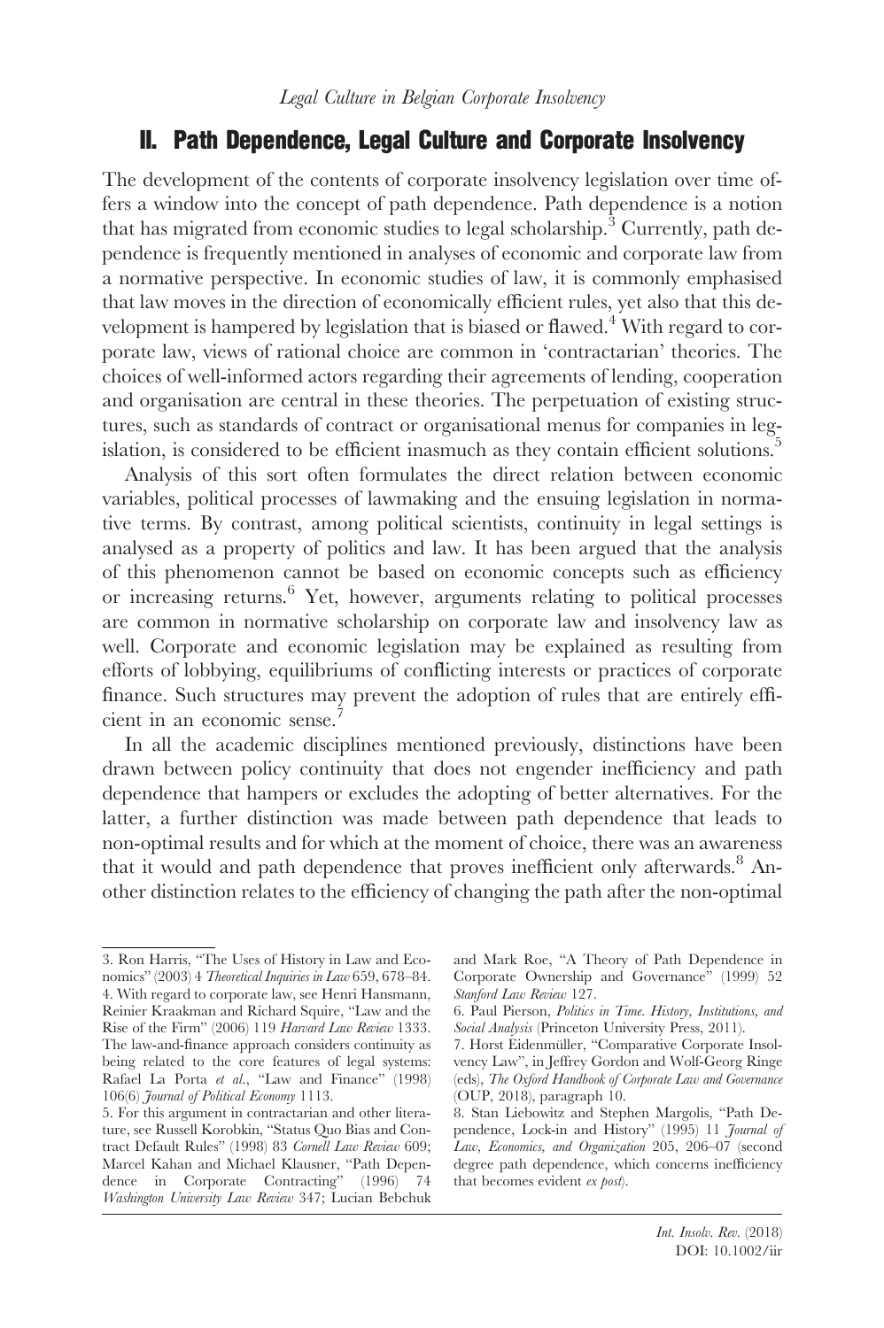## II. Path Dependence, Legal Culture and Corporate Insolvency

The development of the contents of corporate insolvency legislation over time offers a window into the concept of path dependence. Path dependence is a notion that has migrated from economic studies to legal scholarship.[3] Currently, path dependence is frequently mentioned in analyses of economic and corporate law from a normative perspective. In economic studies of law, it is commonly emphasised that law moves in the direction of economically efficient rules, yet also that this development is hampered by legislation that is biased or flawed.[4] With regard to corporate law, views of rational choice are common in 'contractarian' theories. The choices of well-informed actors regarding their agreements of lending, cooperation and organisation are central in these theories. The perpetuation of existing structures, such as standards of contract or organisational menus for companies in legislation, is considered to be efficient inasmuch as they contain efficient solutions.[5]

Analysis of this sort often formulates the direct relation between economic variables, political processes of lawmaking and the ensuing legislation in normative terms. By contrast, among political scientists, continuity in legal settings is analysed as a property of politics and law. It has been argued that the analysis of this phenomenon cannot be based on economic concepts such as efficiency or increasing returns.[6] Yet, however, arguments relating to political processes are common in normative scholarship on corporate law and insolvency law as well. Corporate and economic legislation may be explained as resulting from efforts of lobbying, equilibriums of conflicting interests or practices of corporate finance. Such structures may prevent the adoption of rules that are entirely efficient in an economic sense.[7]

In all the academic disciplines mentioned previously, distinctions have been drawn between policy continuity that does not engender inefficiency and path dependence that hampers or excludes the adopting of better alternatives. For the latter, a further distinction was made between path dependence that leads to non-optimal results and for which at the moment of choice, there was an awareness that it would and path dependence that proves inefficient only afterwards.[8] Another distinction relates to the efficiency of changing the path after the non-optimal

---

3. Ron Harris, "The Uses of History in Law and Economics" (2003) 4 *Theoretical Inquiries in Law* 659, 678–84.

4. With regard to corporate law, see Henri Hansmann, Reinier Kraakman and Richard Squire, "Law and the Rise of the Firm" (2006) 119 *Harvard Law Review* 1333. The law-and-finance approach considers continuity as being related to the core features of legal systems: Rafael La Porta *et al.*, "Law and Finance" (1998) 106(6) *Journal of Political Economy* 1113.

5. For this argument in contractarian and other literature, see Russell Korobkin, "Status Quo Bias and Contract Default Rules" (1998) 83 *Cornell Law Review* 609; Marcel Kahan and Michael Klausner, "Path Dependence in Corporate Contracting" (1996) 74 *Washington University Law Review* 347; Lucian Bebchuk and Mark Roe, "A Theory of Path Dependence in Corporate Ownership and Governance" (1999) 52 *Stanford Law Review* 127.

6. Paul Pierson, *Politics in Time. History, Institutions, and Social Analysis* (Princeton University Press, 2011).

7. Horst Eidenmüller, "Comparative Corporate Insolvency Law", in Jeffrey Gordon and Wolf-Georg Ringe (eds), *The Oxford Handbook of Corporate Law and Governance* (OUP, 2018), paragraph 10.

8. Stan Liebowitz and Stephen Margolis, "Path Dependence, Lock-in and History" (1995) 11 *Journal of Law, Economics, and Organization* 205, 206–07 (second degree path dependence, which concerns inefficiency that becomes evident *ex post*).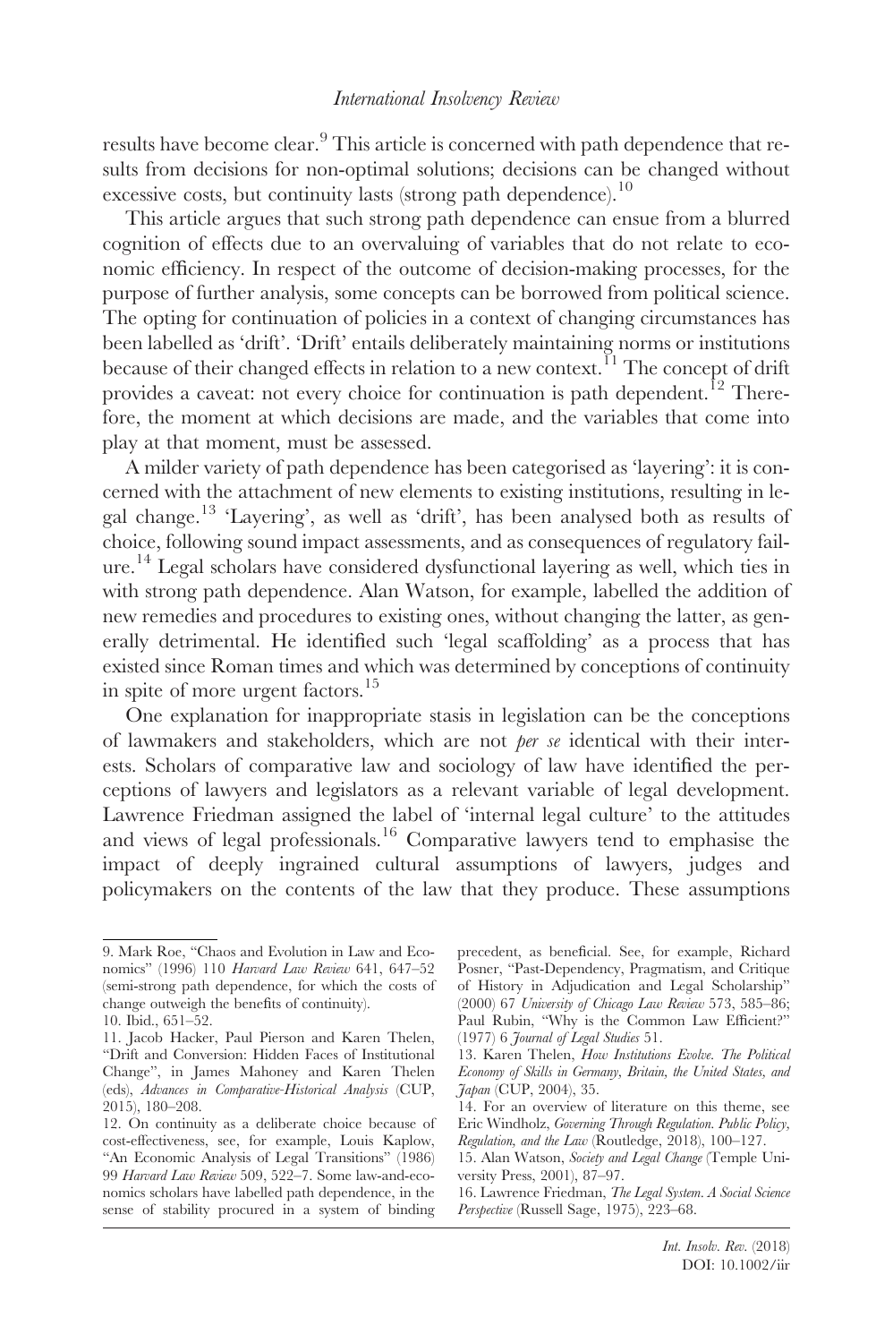results have become clear.[9] This article is concerned with path dependence that results from decisions for non-optimal solutions; decisions can be changed without excessive costs, but continuity lasts (strong path dependence).[10]

This article argues that such strong path dependence can ensue from a blurred cognition of effects due to an overvaluing of variables that do not relate to economic efficiency. In respect of the outcome of decision-making processes, for the purpose of further analysis, some concepts can be borrowed from political science. The opting for continuation of policies in a context of changing circumstances has been labelled as 'drift'. 'Drift' entails deliberately maintaining norms or institutions because of their changed effects in relation to a new context.[11] The concept of drift provides a caveat: not every choice for continuation is path dependent.[12] Therefore, the moment at which decisions are made, and the variables that come into play at that moment, must be assessed.

A milder variety of path dependence has been categorised as 'layering': it is concerned with the attachment of new elements to existing institutions, resulting in legal change.[13] 'Layering', as well as 'drift', has been analysed both as results of choice, following sound impact assessments, and as consequences of regulatory failure.[14] Legal scholars have considered dysfunctional layering as well, which ties in with strong path dependence. Alan Watson, for example, labelled the addition of new remedies and procedures to existing ones, without changing the latter, as generally detrimental. He identified such 'legal scaffolding' as a process that has existed since Roman times and which was determined by conceptions of continuity in spite of more urgent factors.[15]

One explanation for inappropriate stasis in legislation can be the conceptions of lawmakers and stakeholders, which are not *per se* identical with their interests. Scholars of comparative law and sociology of law have identified the perceptions of lawyers and legislators as a relevant variable of legal development. Lawrence Friedman assigned the label of 'internal legal culture' to the attitudes and views of legal professionals.[16] Comparative lawyers tend to emphasise the impact of deeply ingrained cultural assumptions of lawyers, judges and policymakers on the contents of the law that they produce. These assumptions

---

9. Mark Roe, "Chaos and Evolution in Law and Economics" (1996) 110 *Harvard Law Review* 641, 647–52 (semi-strong path dependence, for which the costs of change outweigh the benefits of continuity).

10. Ibid., 651–52.

11. Jacob Hacker, Paul Pierson and Karen Thelen, "Drift and Conversion: Hidden Faces of Institutional Change", in James Mahoney and Karen Thelen (eds), *Advances in Comparative-Historical Analysis* (CUP, 2015), 180–208.

12. On continuity as a deliberate choice because of cost-effectiveness, see, for example, Louis Kaplow, "An Economic Analysis of Legal Transitions" (1986) 99 *Harvard Law Review* 509, 522–7. Some law-and-economics scholars have labelled path dependence, in the sense of stability procured in a system of binding precedent, as beneficial. See, for example, Richard Posner, "Past-Dependency, Pragmatism, and Critique of History in Adjudication and Legal Scholarship" (2000) 67 *University of Chicago Law Review* 573, 585–86; Paul Rubin, "Why is the Common Law Efficient?" (1977) 6 *Journal of Legal Studies* 51.

13. Karen Thelen, *How Institutions Evolve. The Political Economy of Skills in Germany, Britain, the United States, and Japan* (CUP, 2004), 35.

14. For an overview of literature on this theme, see Eric Windholz, *Governing Through Regulation. Public Policy, Regulation, and the Law* (Routledge, 2018), 100–127.

15. Alan Watson, *Society and Legal Change* (Temple University Press, 2001), 87–97.

16. Lawrence Friedman, *The Legal System. A Social Science Perspective* (Russell Sage, 1975), 223–68.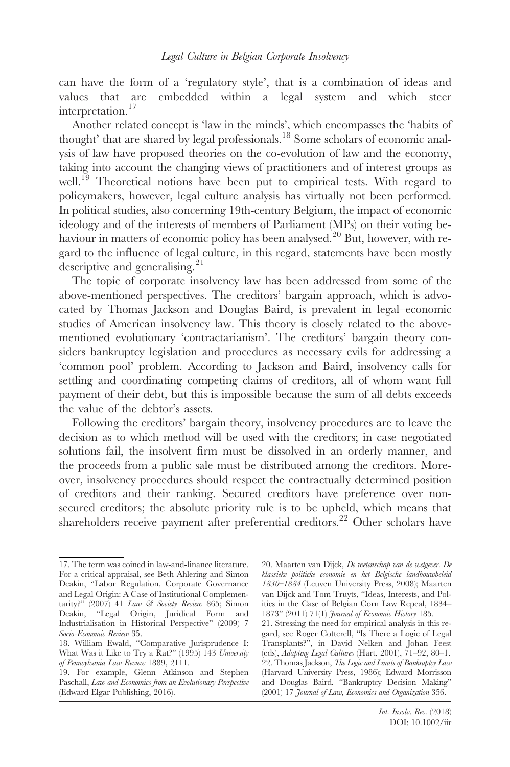can have the form of a 'regulatory style', that is a combination of ideas and values that are embedded within a legal system and which steer interpretation.[17]

Another related concept is 'law in the minds', which encompasses the 'habits of thought' that are shared by legal professionals.[18] Some scholars of economic analysis of law have proposed theories on the co-evolution of law and the economy, taking into account the changing views of practitioners and of interest groups as well.[19] Theoretical notions have been put to empirical tests. With regard to policymakers, however, legal culture analysis has virtually not been performed. In political studies, also concerning 19th-century Belgium, the impact of economic ideology and of the interests of members of Parliament (MPs) on their voting behaviour in matters of economic policy has been analysed.[20] But, however, with regard to the influence of legal culture, in this regard, statements have been mostly descriptive and generalising.[21]

The topic of corporate insolvency law has been addressed from some of the above-mentioned perspectives. The creditors' bargain approach, which is advocated by Thomas Jackson and Douglas Baird, is prevalent in legal–economic studies of American insolvency law. This theory is closely related to the above-mentioned evolutionary 'contractarianism'. The creditors' bargain theory considers bankruptcy legislation and procedures as necessary evils for addressing a 'common pool' problem. According to Jackson and Baird, insolvency calls for settling and coordinating competing claims of creditors, all of whom want full payment of their debt, but this is impossible because the sum of all debts exceeds the value of the debtor's assets.

Following the creditors' bargain theory, insolvency procedures are to leave the decision as to which method will be used with the creditors; in case negotiated solutions fail, the insolvent firm must be dissolved in an orderly manner, and the proceeds from a public sale must be distributed among the creditors. Moreover, insolvency procedures should respect the contractually determined position of creditors and their ranking. Secured creditors have preference over non-secured creditors; the absolute priority rule is to be upheld, which means that shareholders receive payment after preferential creditors.[22] Other scholars have

---

17. The term was coined in law-and-finance literature. For a critical appraisal, see Beth Ahlering and Simon Deakin, "Labor Regulation, Corporate Governance and Legal Origin: A Case of Institutional Complementarity?" (2007) 41 *Law & Society Review* 865; Simon Deakin, "Legal Origin, Juridical Form and Industrialisation in Historical Perspective" (2009) 7 *Socio-Economic Review* 35.

18. William Ewald, "Comparative Jurisprudence I: What Was it Like to Try a Rat?" (1995) 143 *University of Pennsylvania Law Review* 1889, 2111.

19. For example, Glenn Atkinson and Stephen Paschall, *Law and Economics from an Evolutionary Perspective* (Edward Elgar Publishing, 2016).

20. Maarten van Dijck, *De wetenschap van de wetgever. De klassieke politieke economie en het Belgische landbouwbeleid 1830–1884* (Leuven University Press, 2008); Maarten van Dijck and Tom Truyts, "Ideas, Interests, and Politics in the Case of Belgian Corn Law Repeal, 1834–1873" (2011) 71(1) *Journal of Economic History* 185.

21. Stressing the need for empirical analysis in this regard, see Roger Cotterell, "Is There a Logic of Legal Transplants?", in David Nelken and Johan Feest (eds), *Adapting Legal Cultures* (Hart, 2001), 71–92, 80–1.

22. Thomas Jackson, *The Logic and Limits of Bankruptcy Law* (Harvard University Press, 1986); Edward Morrisson and Douglas Baird, "Bankruptcy Decision Making" (2001) 17 *Journal of Law, Economics and Organization* 356.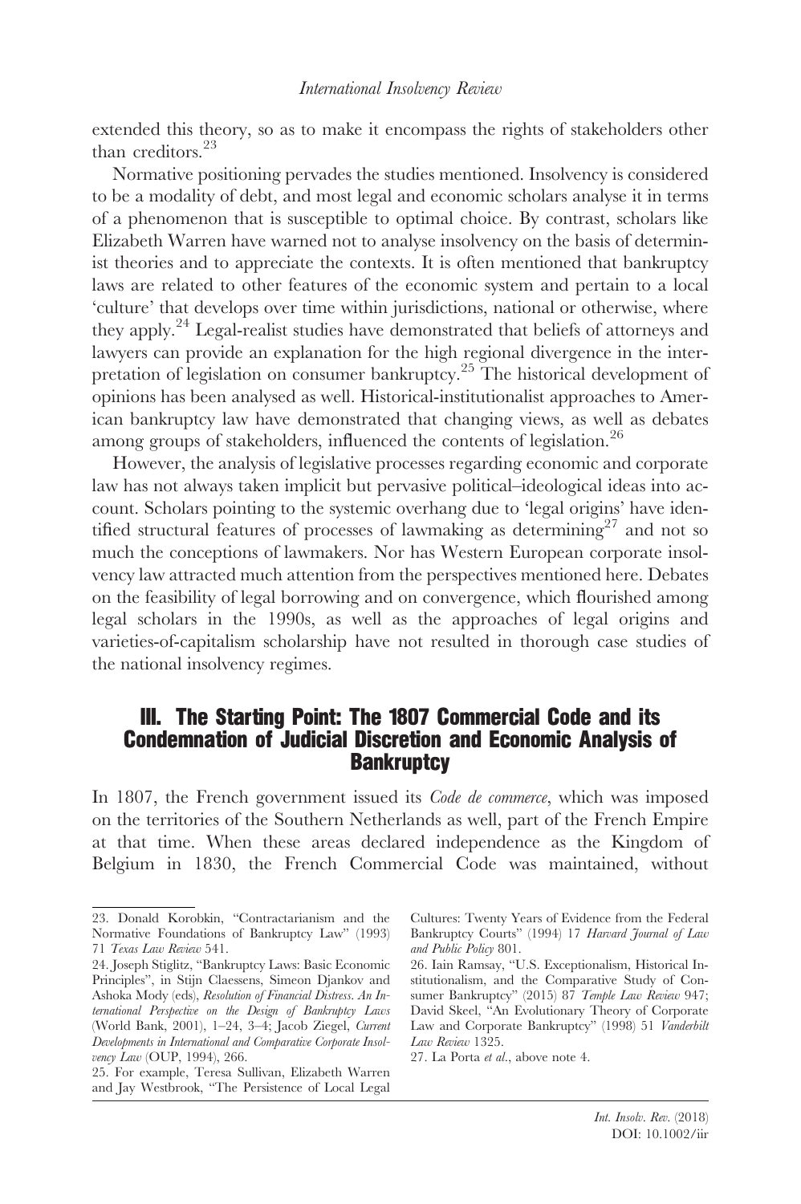extended this theory, so as to make it encompass the rights of stakeholders other than creditors.[23]

Normative positioning pervades the studies mentioned. Insolvency is considered to be a modality of debt, and most legal and economic scholars analyse it in terms of a phenomenon that is susceptible to optimal choice. By contrast, scholars like Elizabeth Warren have warned not to analyse insolvency on the basis of determinist theories and to appreciate the contexts. It is often mentioned that bankruptcy laws are related to other features of the economic system and pertain to a local 'culture' that develops over time within jurisdictions, national or otherwise, where they apply.[24] Legal-realist studies have demonstrated that beliefs of attorneys and lawyers can provide an explanation for the high regional divergence in the interpretation of legislation on consumer bankruptcy.[25] The historical development of opinions has been analysed as well. Historical-institutionalist approaches to American bankruptcy law have demonstrated that changing views, as well as debates among groups of stakeholders, influenced the contents of legislation.[26]

However, the analysis of legislative processes regarding economic and corporate law has not always taken implicit but pervasive political–ideological ideas into account. Scholars pointing to the systemic overhang due to 'legal origins' have identified structural features of processes of lawmaking as determining[27] and not so much the conceptions of lawmakers. Nor has Western European corporate insolvency law attracted much attention from the perspectives mentioned here. Debates on the feasibility of legal borrowing and on convergence, which flourished among legal scholars in the 1990s, as well as the approaches of legal origins and varieties-of-capitalism scholarship have not resulted in thorough case studies of the national insolvency regimes.

## III. The Starting Point: The 1807 Commercial Code and its Condemnation of Judicial Discretion and Economic Analysis of Bankruptcy

In 1807, the French government issued its *Code de commerce*, which was imposed on the territories of the Southern Netherlands as well, part of the French Empire at that time. When these areas declared independence as the Kingdom of Belgium in 1830, the French Commercial Code was maintained, without

23. Donald Korobkin, "Contractarianism and the Normative Foundations of Bankruptcy Law" (1993) 71 *Texas Law Review* 541.

24. Joseph Stiglitz, "Bankruptcy Laws: Basic Economic Principles", in Stijn Claessens, Simeon Djankov and Ashoka Mody (eds), *Resolution of Financial Distress. An International Perspective on the Design of Bankruptcy Laws* (World Bank, 2001), 1–24, 3–4; Jacob Ziegel, *Current Developments in International and Comparative Corporate Insolvency Law* (OUP, 1994), 266.

25. For example, Teresa Sullivan, Elizabeth Warren and Jay Westbrook, "The Persistence of Local Legal Cultures: Twenty Years of Evidence from the Federal Bankruptcy Courts" (1994) 17 *Harvard Journal of Law and Public Policy* 801.

26. Iain Ramsay, "U.S. Exceptionalism, Historical Institutionalism, and the Comparative Study of Consumer Bankruptcy" (2015) 87 *Temple Law Review* 947; David Skeel, "An Evolutionary Theory of Corporate Law and Corporate Bankruptcy" (1998) 51 *Vanderbilt Law Review* 1325.

27. La Porta *et al.*, above note 4.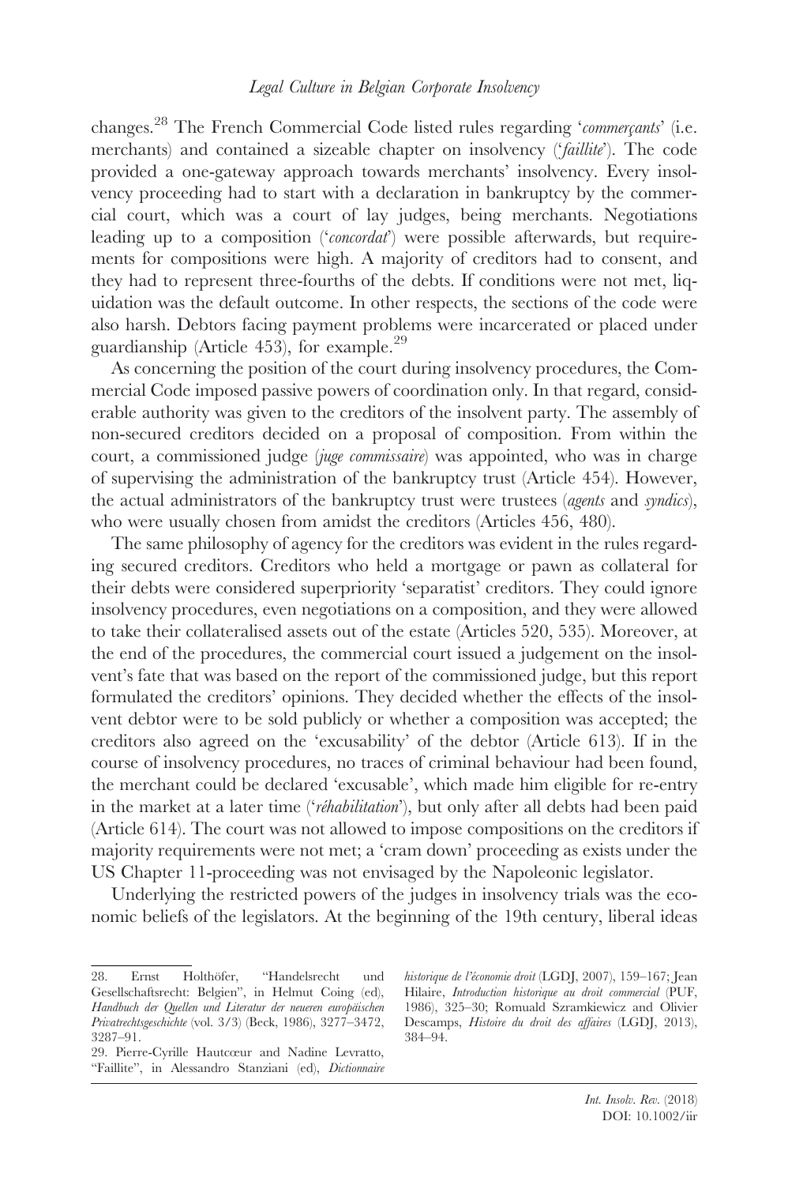changes.[28] The French Commercial Code listed rules regarding '*commerçants*' (i.e. merchants) and contained a sizeable chapter on insolvency ('*faillite*'). The code provided a one-gateway approach towards merchants' insolvency. Every insolvency proceeding had to start with a declaration in bankruptcy by the commercial court, which was a court of lay judges, being merchants. Negotiations leading up to a composition ('*concordat*') were possible afterwards, but requirements for compositions were high. A majority of creditors had to consent, and they had to represent three-fourths of the debts. If conditions were not met, liquidation was the default outcome. In other respects, the sections of the code were also harsh. Debtors facing payment problems were incarcerated or placed under guardianship (Article 453), for example.[29]

As concerning the position of the court during insolvency procedures, the Commercial Code imposed passive powers of coordination only. In that regard, considerable authority was given to the creditors of the insolvent party. The assembly of non-secured creditors decided on a proposal of composition. From within the court, a commissioned judge (*juge commissaire*) was appointed, who was in charge of supervising the administration of the bankruptcy trust (Article 454). However, the actual administrators of the bankruptcy trust were trustees (*agents* and *syndics*), who were usually chosen from amidst the creditors (Articles 456, 480).

The same philosophy of agency for the creditors was evident in the rules regarding secured creditors. Creditors who held a mortgage or pawn as collateral for their debts were considered superpriority 'separatist' creditors. They could ignore insolvency procedures, even negotiations on a composition, and they were allowed to take their collateralised assets out of the estate (Articles 520, 535). Moreover, at the end of the procedures, the commercial court issued a judgement on the insolvent's fate that was based on the report of the commissioned judge, but this report formulated the creditors' opinions. They decided whether the effects of the insolvent debtor were to be sold publicly or whether a composition was accepted; the creditors also agreed on the 'excusability' of the debtor (Article 613). If in the course of insolvency procedures, no traces of criminal behaviour had been found, the merchant could be declared 'excusable', which made him eligible for re-entry in the market at a later time ('*réhabilitation*'), but only after all debts had been paid (Article 614). The court was not allowed to impose compositions on the creditors if majority requirements were not met; a 'cram down' proceeding as exists under the US Chapter 11-proceeding was not envisaged by the Napoleonic legislator.

Underlying the restricted powers of the judges in insolvency trials was the economic beliefs of the legislators. At the beginning of the 19th century, liberal ideas

---

28. Ernst Holthöfer, "Handelsrecht und Gesellschaftsrecht: Belgien", in Helmut Coing (ed), *Handbuch der Quellen und Literatur der neueren europäischen Privatrechtsgeschichte* (vol. 3/3) (Beck, 1986), 3277–3472, 3287–91.

29. Pierre-Cyrille Hautcœur and Nadine Levratto, "Faillite", in Alessandro Stanziani (ed), *Dictionnaire historique de l'économie droit* (LGDJ, 2007), 159–167; Jean Hilaire, *Introduction historique au droit commercial* (PUF, 1986), 325–30; Romuald Szramkiewicz and Olivier Descamps, *Histoire du droit des affaires* (LGDJ, 2013), 384–94.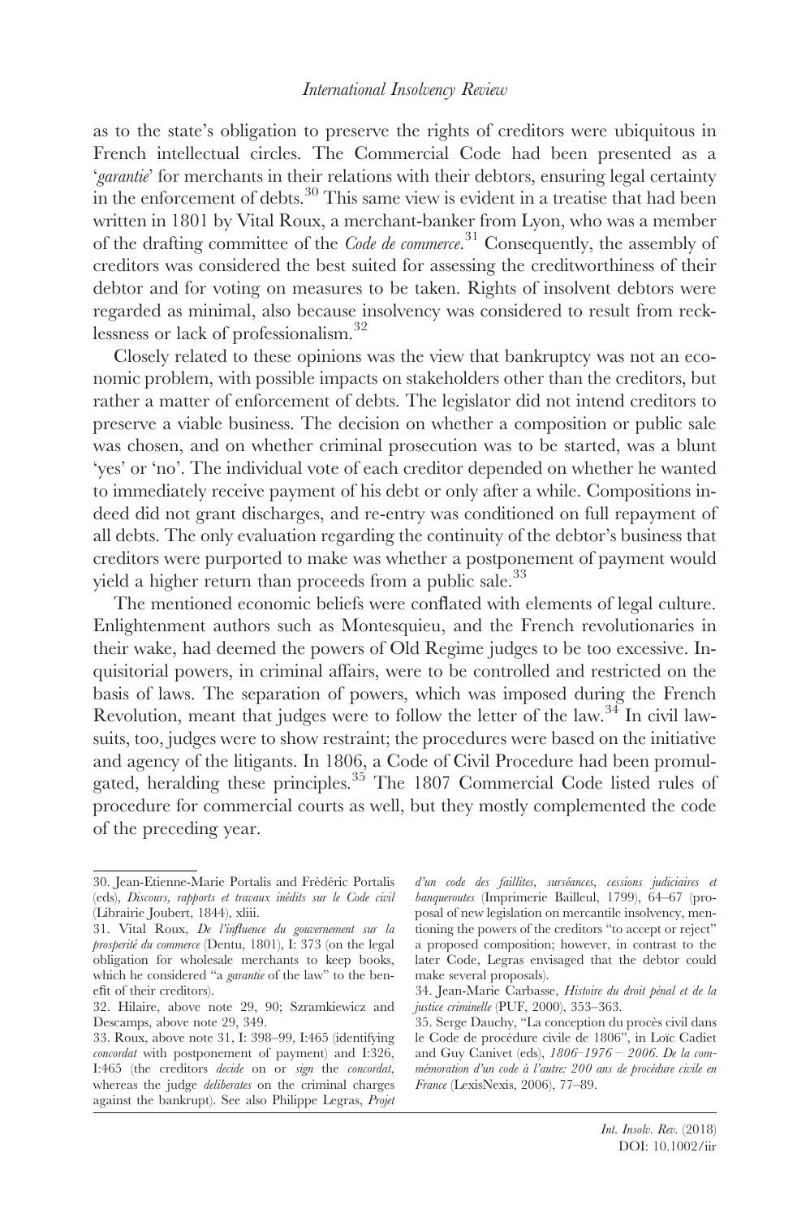as to the state's obligation to preserve the rights of creditors were ubiquitous in French intellectual circles. The Commercial Code had been presented as a '*garantie*' for merchants in their relations with their debtors, ensuring legal certainty in the enforcement of debts.[30] This same view is evident in a treatise that had been written in 1801 by Vital Roux, a merchant-banker from Lyon, who was a member of the drafting committee of the *Code de commerce*.[31] Consequently, the assembly of creditors was considered the best suited for assessing the creditworthiness of their debtor and for voting on measures to be taken. Rights of insolvent debtors were regarded as minimal, also because insolvency was considered to result from recklessness or lack of professionalism.[32]

Closely related to these opinions was the view that bankruptcy was not an economic problem, with possible impacts on stakeholders other than the creditors, but rather a matter of enforcement of debts. The legislator did not intend creditors to preserve a viable business. The decision on whether a composition or public sale was chosen, and on whether criminal prosecution was to be started, was a blunt 'yes' or 'no'. The individual vote of each creditor depended on whether he wanted to immediately receive payment of his debt or only after a while. Compositions indeed did not grant discharges, and re-entry was conditioned on full repayment of all debts. The only evaluation regarding the continuity of the debtor's business that creditors were purported to make was whether a postponement of payment would yield a higher return than proceeds from a public sale.[33]

The mentioned economic beliefs were conflated with elements of legal culture. Enlightenment authors such as Montesquieu, and the French revolutionaries in their wake, had deemed the powers of Old Regime judges to be too excessive. Inquisitorial powers, in criminal affairs, were to be controlled and restricted on the basis of laws. The separation of powers, which was imposed during the French Revolution, meant that judges were to follow the letter of the law.[34] In civil lawsuits, too, judges were to show restraint; the procedures were based on the initiative and agency of the litigants. In 1806, a Code of Civil Procedure had been promulgated, heralding these principles.[35] The 1807 Commercial Code listed rules of procedure for commercial courts as well, but they mostly complemented the code of the preceding year.

---

30. Jean-Etienne-Marie Portalis and Frédéric Portalis (eds), *Discours, rapports et travaux inédits sur le Code civil* (Librairie Joubert, 1844), xliii.

31. Vital Roux, *De l'influence du gouvernement sur la prospérité du commerce* (Dentu, 1801), I: 373 (on the legal obligation for wholesale merchants to keep books, which he considered "a *garantie* of the law" to the benefit of their creditors).

32. Hilaire, above note 29, 90; Szramkiewicz and Descamps, above note 29, 349.

33. Roux, above note 31, I: 398–99, I:465 (identifying *concordat* with postponement of payment) and I:326, I:465 (the creditors *decide* on or *sign* the *concordat*, whereas the judge *deliberates* on the criminal charges against the bankrupt). See also Philippe Legras, *Projet d'un code des faillites, surséances, cessions judiciaires et banqueroutes* (Imprimerie Bailleul, 1799), 64–67 (proposal of new legislation on mercantile insolvency, mentioning the powers of the creditors "to accept or reject" a proposed composition; however, in contrast to the later Code, Legras envisaged that the debtor could make several proposals).

34. Jean-Marie Carbasse, *Histoire du droit pénal et de la justice criminelle* (PUF, 2000), 353–363.

35. Serge Dauchy, "La conception du procès civil dans le Code de procédure civile de 1806", in Loïc Cadiet and Guy Canivet (eds), *1806–1976 – 2006. De la commémoration d'un code à l'autre: 200 ans de procédure civile en France* (LexisNexis, 2006), 77–89.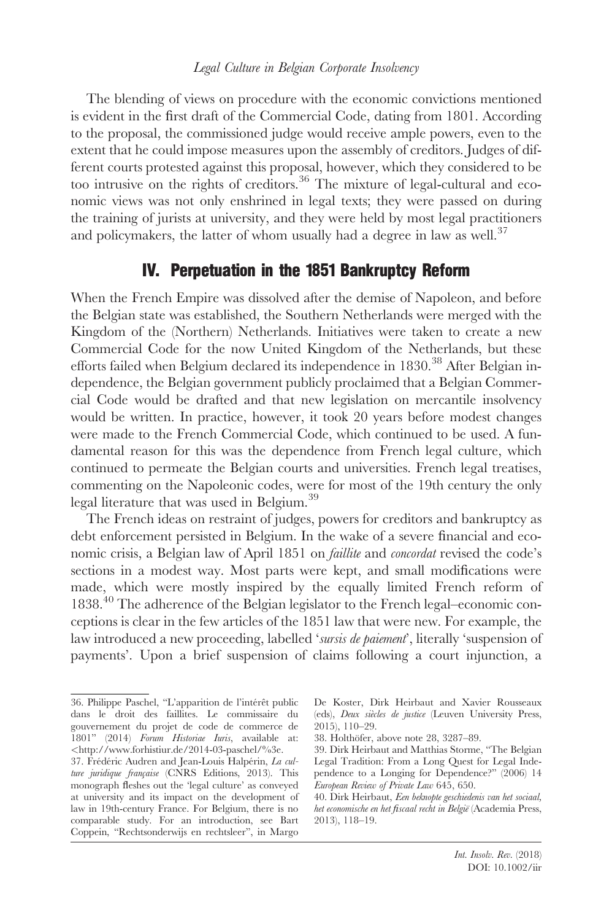The blending of views on procedure with the economic convictions mentioned is evident in the first draft of the Commercial Code, dating from 1801. According to the proposal, the commissioned judge would receive ample powers, even to the extent that he could impose measures upon the assembly of creditors. Judges of different courts protested against this proposal, however, which they considered to be too intrusive on the rights of creditors.[36] The mixture of legal-cultural and economic views was not only enshrined in legal texts; they were passed on during the training of jurists at university, and they were held by most legal practitioners and policymakers, the latter of whom usually had a degree in law as well.[37]

## IV. Perpetuation in the 1851 Bankruptcy Reform

When the French Empire was dissolved after the demise of Napoleon, and before the Belgian state was established, the Southern Netherlands were merged with the Kingdom of the (Northern) Netherlands. Initiatives were taken to create a new Commercial Code for the now United Kingdom of the Netherlands, but these efforts failed when Belgium declared its independence in 1830.[38] After Belgian independence, the Belgian government publicly proclaimed that a Belgian Commercial Code would be drafted and that new legislation on mercantile insolvency would be written. In practice, however, it took 20 years before modest changes were made to the French Commercial Code, which continued to be used. A fundamental reason for this was the dependence from French legal culture, which continued to permeate the Belgian courts and universities. French legal treatises, commenting on the Napoleonic codes, were for most of the 19th century the only legal literature that was used in Belgium.[39]

The French ideas on restraint of judges, powers for creditors and bankruptcy as debt enforcement persisted in Belgium. In the wake of a severe financial and economic crisis, a Belgian law of April 1851 on *faillite* and *concordat* revised the code's sections in a modest way. Most parts were kept, and small modifications were made, which were mostly inspired by the equally limited French reform of 1838.[40] The adherence of the Belgian legislator to the French legal–economic conceptions is clear in the few articles of the 1851 law that were new. For example, the law introduced a new proceeding, labelled '*sursis de paiement*', literally 'suspension of payments'. Upon a brief suspension of claims following a court injunction, a

---

36. Philippe Paschel, "L'apparition de l'intérêt public dans le droit des faillites. Le commissaire du gouvernement du projet de code de commerce de 1801" (2014) *Forum Historiae Iuris*, available at: <http://www.forhistiur.de/2014-03-paschel/%3e.

37. Frédéric Audren and Jean-Louis Halpérin, *La culture juridique française* (CNRS Editions, 2013). This monograph fleshes out the 'legal culture' as conveyed at university and its impact on the development of law in 19th-century France. For Belgium, there is no comparable study. For an introduction, see Bart Coppein, "Rechtsonderwijs en rechtsleer", in Margo De Koster, Dirk Heirbaut and Xavier Rousseaux (eds), *Deux siècles de justice* (Leuven University Press, 2015), 110–29.

38. Holthöfer, above note 28, 3287–89.

39. Dirk Heirbaut and Matthias Storme, "The Belgian Legal Tradition: From a Long Quest for Legal Independence to a Longing for Dependence?" (2006) 14 *European Review of Private Law* 645, 650.

40. Dirk Heirbaut, *Een beknopte geschiedenis van het sociaal, het economische en het fiscaal recht in België* (Academia Press, 2013), 118–19.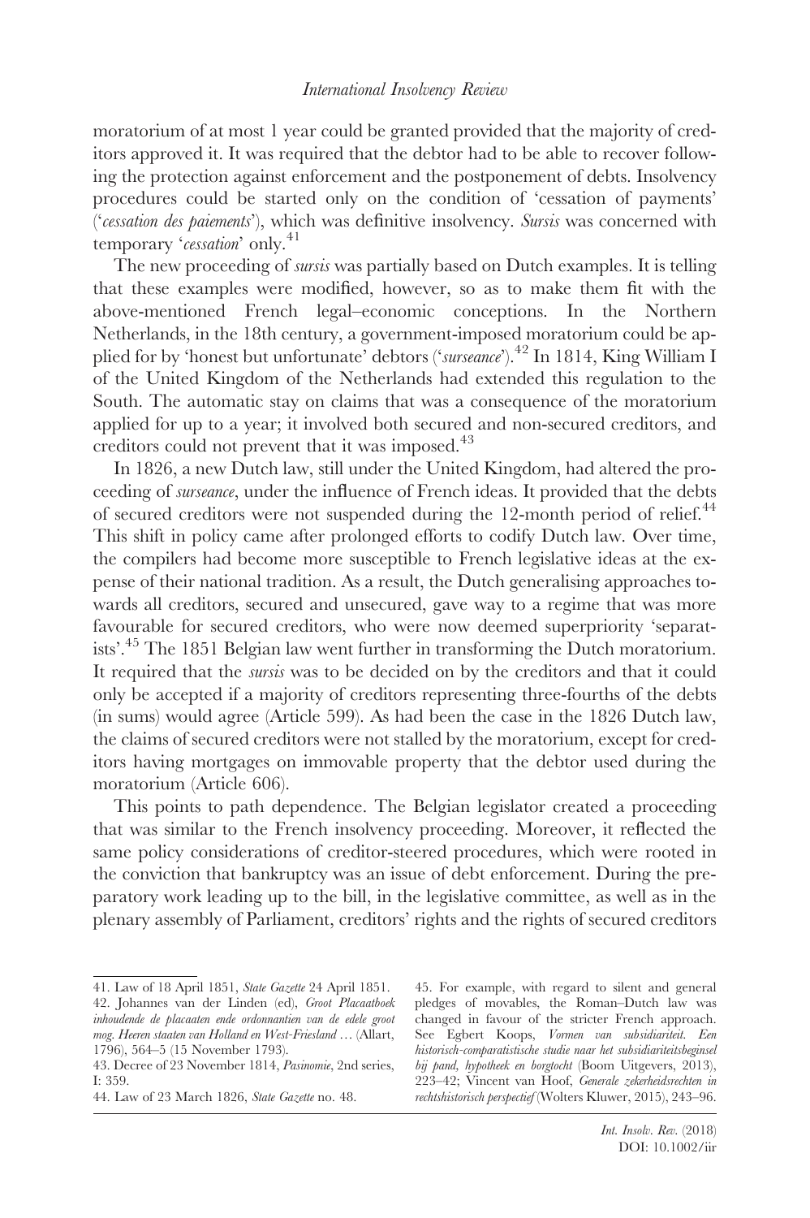moratorium of at most 1 year could be granted provided that the majority of creditors approved it. It was required that the debtor had to be able to recover following the protection against enforcement and the postponement of debts. Insolvency procedures could be started only on the condition of 'cessation of payments' ('*cessation des paiements*'), which was definitive insolvency. *Sursis* was concerned with temporary '*cessation*' only.[41]

The new proceeding of *sursis* was partially based on Dutch examples. It is telling that these examples were modified, however, so as to make them fit with the above-mentioned French legal–economic conceptions. In the Northern Netherlands, in the 18th century, a government-imposed moratorium could be applied for by 'honest but unfortunate' debtors ('*surseance*').[42] In 1814, King William I of the United Kingdom of the Netherlands had extended this regulation to the South. The automatic stay on claims that was a consequence of the moratorium applied for up to a year; it involved both secured and non-secured creditors, and creditors could not prevent that it was imposed.[43]

In 1826, a new Dutch law, still under the United Kingdom, had altered the proceeding of *surseance*, under the influence of French ideas. It provided that the debts of secured creditors were not suspended during the 12-month period of relief.[44] This shift in policy came after prolonged efforts to codify Dutch law. Over time, the compilers had become more susceptible to French legislative ideas at the expense of their national tradition. As a result, the Dutch generalising approaches towards all creditors, secured and unsecured, gave way to a regime that was more favourable for secured creditors, who were now deemed superpriority 'separatists'.[45] The 1851 Belgian law went further in transforming the Dutch moratorium. It required that the *sursis* was to be decided on by the creditors and that it could only be accepted if a majority of creditors representing three-fourths of the debts (in sums) would agree (Article 599). As had been the case in the 1826 Dutch law, the claims of secured creditors were not stalled by the moratorium, except for creditors having mortgages on immovable property that the debtor used during the moratorium (Article 606).

This points to path dependence. The Belgian legislator created a proceeding that was similar to the French insolvency proceeding. Moreover, it reflected the same policy considerations of creditor-steered procedures, which were rooted in the conviction that bankruptcy was an issue of debt enforcement. During the preparatory work leading up to the bill, in the legislative committee, as well as in the plenary assembly of Parliament, creditors' rights and the rights of secured creditors

---

41. Law of 18 April 1851, *State Gazette* 24 April 1851.

42. Johannes van der Linden (ed), *Groot Placaatboek inhoudende de placaaten ende ordonnantien van de edele groot mog. Heeren staaten van Holland en West-Friesland* … (Allart, 1796), 564–5 (15 November 1793).

43. Decree of 23 November 1814, *Pasinomie*, 2nd series, I: 359.

44. Law of 23 March 1826, *State Gazette* no. 48.

45. For example, with regard to silent and general pledges of movables, the Roman–Dutch law was changed in favour of the stricter French approach. See Egbert Koops, *Vormen van subsidiariteit. Een historisch-comparatistische studie naar het subsidiariteitsbeginsel bij pand, hypotheek en borgtocht* (Boom Uitgevers, 2013), 223–42; Vincent van Hoof, *Generale zekerheidsrechten in rechtshistorisch perspectief* (Wolters Kluwer, 2015), 243–96.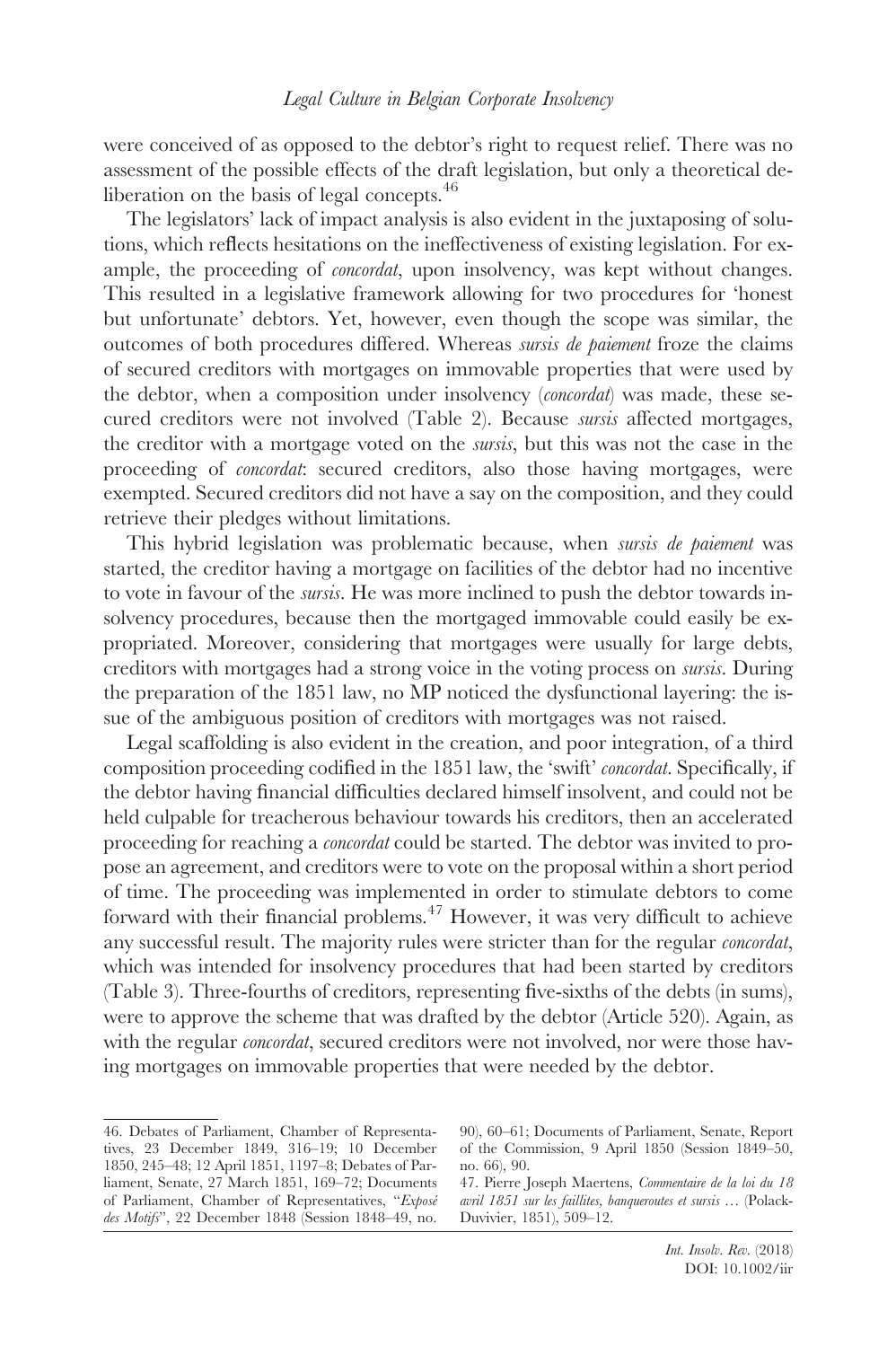were conceived of as opposed to the debtor's right to request relief. There was no assessment of the possible effects of the draft legislation, but only a theoretical deliberation on the basis of legal concepts.[46]

The legislators' lack of impact analysis is also evident in the juxtaposing of solutions, which reflects hesitations on the ineffectiveness of existing legislation. For example, the proceeding of *concordat*, upon insolvency, was kept without changes. This resulted in a legislative framework allowing for two procedures for 'honest but unfortunate' debtors. Yet, however, even though the scope was similar, the outcomes of both procedures differed. Whereas *sursis de paiement* froze the claims of secured creditors with mortgages on immovable properties that were used by the debtor, when a composition under insolvency (*concordat*) was made, these secured creditors were not involved (Table 2). Because *sursis* affected mortgages, the creditor with a mortgage voted on the *sursis*, but this was not the case in the proceeding of *concordat*: secured creditors, also those having mortgages, were exempted. Secured creditors did not have a say on the composition, and they could retrieve their pledges without limitations.

This hybrid legislation was problematic because, when *sursis de paiement* was started, the creditor having a mortgage on facilities of the debtor had no incentive to vote in favour of the *sursis*. He was more inclined to push the debtor towards insolvency procedures, because then the mortgaged immovable could easily be expropriated. Moreover, considering that mortgages were usually for large debts, creditors with mortgages had a strong voice in the voting process on *sursis*. During the preparation of the 1851 law, no MP noticed the dysfunctional layering: the issue of the ambiguous position of creditors with mortgages was not raised.

Legal scaffolding is also evident in the creation, and poor integration, of a third composition proceeding codified in the 1851 law, the 'swift' *concordat*. Specifically, if the debtor having financial difficulties declared himself insolvent, and could not be held culpable for treacherous behaviour towards his creditors, then an accelerated proceeding for reaching a *concordat* could be started. The debtor was invited to propose an agreement, and creditors were to vote on the proposal within a short period of time. The proceeding was implemented in order to stimulate debtors to come forward with their financial problems.[47] However, it was very difficult to achieve any successful result. The majority rules were stricter than for the regular *concordat*, which was intended for insolvency procedures that had been started by creditors (Table 3). Three-fourths of creditors, representing five-sixths of the debts (in sums), were to approve the scheme that was drafted by the debtor (Article 520). Again, as with the regular *concordat*, secured creditors were not involved, nor were those having mortgages on immovable properties that were needed by the debtor.

---

46. Debates of Parliament, Chamber of Representatives, 23 December 1849, 316–19; 10 December 1850, 245–48; 12 April 1851, 1197–8; Debates of Parliament, Senate, 27 March 1851, 169–72; Documents of Parliament, Chamber of Representatives, "*Exposé des Motifs*", 22 December 1848 (Session 1848–49, no. 90), 60–61; Documents of Parliament, Senate, Report of the Commission, 9 April 1850 (Session 1849–50, no. 66), 90.

47. Pierre Joseph Maertens, *Commentaire de la loi du 18 avril 1851 sur les faillites, banqueroutes et sursis* … (Polack-Duvivier, 1851), 509–12.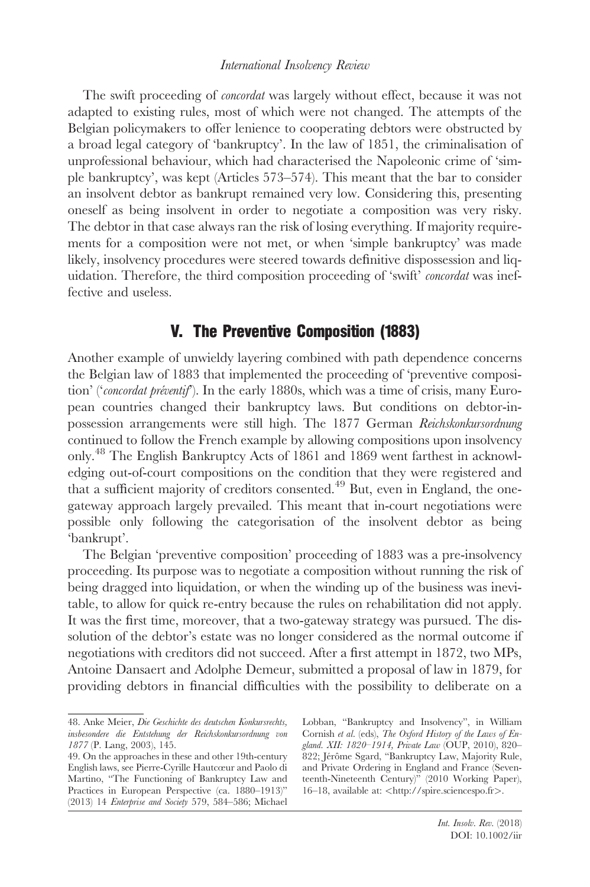The swift proceeding of *concordat* was largely without effect, because it was not adapted to existing rules, most of which were not changed. The attempts of the Belgian policymakers to offer lenience to cooperating debtors were obstructed by a broad legal category of 'bankruptcy'. In the law of 1851, the criminalisation of unprofessional behaviour, which had characterised the Napoleonic crime of 'simple bankruptcy', was kept (Articles 573–574). This meant that the bar to consider an insolvent debtor as bankrupt remained very low. Considering this, presenting oneself as being insolvent in order to negotiate a composition was very risky. The debtor in that case always ran the risk of losing everything. If majority requirements for a composition were not met, or when 'simple bankruptcy' was made likely, insolvency procedures were steered towards definitive dispossession and liquidation. Therefore, the third composition proceeding of 'swift' *concordat* was ineffective and useless.

## V. The Preventive Composition (1883)

Another example of unwieldy layering combined with path dependence concerns the Belgian law of 1883 that implemented the proceeding of 'preventive composition' ('*concordat préventif*'). In the early 1880s, which was a time of crisis, many European countries changed their bankruptcy laws. But conditions on debtor-in-possession arrangements were still high. The 1877 German *Reichskonkursordnung* continued to follow the French example by allowing compositions upon insolvency only.[48] The English Bankruptcy Acts of 1861 and 1869 went farthest in acknowledging out-of-court compositions on the condition that they were registered and that a sufficient majority of creditors consented.[49] But, even in England, the one-gateway approach largely prevailed. This meant that in-court negotiations were possible only following the categorisation of the insolvent debtor as being 'bankrupt'.

The Belgian 'preventive composition' proceeding of 1883 was a pre-insolvency proceeding. Its purpose was to negotiate a composition without running the risk of being dragged into liquidation, or when the winding up of the business was inevitable, to allow for quick re-entry because the rules on rehabilitation did not apply. It was the first time, moreover, that a two-gateway strategy was pursued. The dissolution of the debtor's estate was no longer considered as the normal outcome if negotiations with creditors did not succeed. After a first attempt in 1872, two MPs, Antoine Dansaert and Adolphe Demeur, submitted a proposal of law in 1879, for providing debtors in financial difficulties with the possibility to deliberate on a

---

48. Anke Meier, *Die Geschichte des deutschen Konkursrechts, insbesondere die Entstehung der Reichskonkursordnung von 1877* (P. Lang, 2003), 145.

49. On the approaches in these and other 19th-century English laws, see Pierre-Cyrille Hautcœur and Paolo di Martino, "The Functioning of Bankruptcy Law and Practices in European Perspective (ca. 1880–1913)" (2013) 14 *Enterprise and Society* 579, 584–586; Michael Lobban, "Bankruptcy and Insolvency", in William Cornish *et al.* (eds), *The Oxford History of the Laws of England. XII: 1820–1914, Private Law* (OUP, 2010), 820–822; Jérôme Sgard, "Bankruptcy Law, Majority Rule, and Private Ordering in England and France (Seventeenth-Nineteenth Century)" (2010 Working Paper), 16–18, available at: <http://spire.sciencespo.fr>.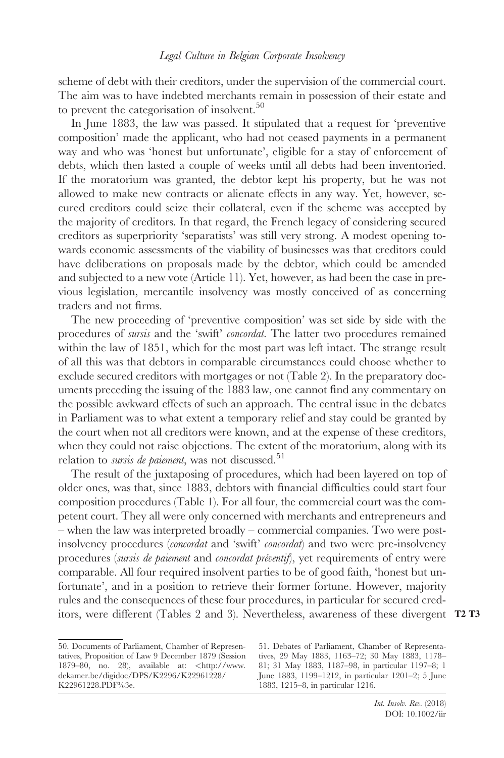scheme of debt with their creditors, under the supervision of the commercial court. The aim was to have indebted merchants remain in possession of their estate and to prevent the categorisation of insolvent.[50]

In June 1883, the law was passed. It stipulated that a request for 'preventive composition' made the applicant, who had not ceased payments in a permanent way and who was 'honest but unfortunate', eligible for a stay of enforcement of debts, which then lasted a couple of weeks until all debts had been inventoried. If the moratorium was granted, the debtor kept his property, but he was not allowed to make new contracts or alienate effects in any way. Yet, however, secured creditors could seize their collateral, even if the scheme was accepted by the majority of creditors. In that regard, the French legacy of considering secured creditors as superpriority 'separatists' was still very strong. A modest opening towards economic assessments of the viability of businesses was that creditors could have deliberations on proposals made by the debtor, which could be amended and subjected to a new vote (Article 11). Yet, however, as had been the case in previous legislation, mercantile insolvency was mostly conceived of as concerning traders and not firms.

The new proceeding of 'preventive composition' was set side by side with the procedures of *sursis* and the 'swift' *concordat*. The latter two procedures remained within the law of 1851, which for the most part was left intact. The strange result of all this was that debtors in comparable circumstances could choose whether to exclude secured creditors with mortgages or not (Table 2). In the preparatory documents preceding the issuing of the 1883 law, one cannot find any commentary on the possible awkward effects of such an approach. The central issue in the debates in Parliament was to what extent a temporary relief and stay could be granted by the court when not all creditors were known, and at the expense of these creditors, when they could not raise objections. The extent of the moratorium, along with its relation to *sursis de paiement*, was not discussed.[51]

The result of the juxtaposing of procedures, which had been layered on top of older ones, was that, since 1883, debtors with financial difficulties could start four composition procedures (Table 1). For all four, the commercial court was the competent court. They all were only concerned with merchants and entrepreneurs and – when the law was interpreted broadly – commercial companies. Two were post-insolvency procedures (*concordat* and 'swift' *concordat*) and two were pre-insolvency procedures (*sursis de paiement* and *concordat préventif*), yet requirements of entry were comparable. All four required insolvent parties to be of good faith, 'honest but unfortunate', and in a position to retrieve their former fortune. However, majority rules and the consequences of these four procedures, in particular for secured creditors, were different (Tables 2 and 3). Nevertheless, awareness of these divergent **T2 T3**

---

50. Documents of Parliament, Chamber of Representatives, Proposition of Law 9 December 1879 (Session 1879–80, no. 28), available at: <http://www.dekamer.be/digidoc/DPS/K2296/K22961228/K22961228.PDF%3e.

51. Debates of Parliament, Chamber of Representatives, 29 May 1883, 1163–72; 30 May 1883, 1178–81; 31 May 1883, 1187–98, in particular 1197–8; 1 June 1883, 1199–1212, in particular 1201–2; 5 June 1883, 1215–8, in particular 1216.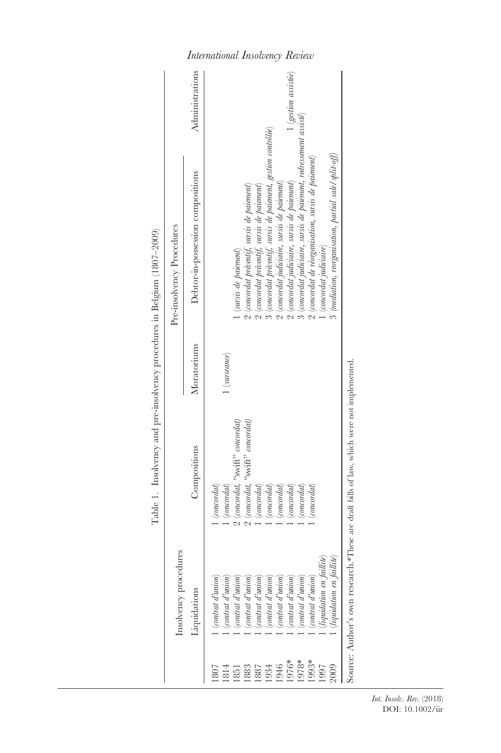Table 1. Insolvency and pre-insolvency procedures in Belgium (1807–2009)

| | Insolvency procedures | | Pre-insolvency Procedures | | |
|---|---|---|---|---|---|
| | Liquidations | Compositions | Moratoriums | Debtor-in-possession compositions | Administrations |
| 1807 | 1 (*contrat d'union*) | 1 (*concordat*) | | | |
| 1814 | 1 (*contrat d'union*) | 1 (*concordat*) | 1 (*surseance*) | | |
| 1851 | 1 (*contrat d'union*) | 2 (*concordat*, "swift" *concordat*) | | 1 (*sursis de paiement*) | |
| 1883 | 1 (*contrat d'union*) | 2 (*concordat*, "swift" *concordat*) | | 2 (*concordat préventif*, *sursis de paiement*) | |
| 1887 | 1 (*contrat d'union*) | 1 (*concordat*) | | 2 (*concordat préventif*, *sursis de paiement*) | |
| 1934 | 1 (*contrat d'union*) | 1 (*concordat*) | | 3 (*concordat préventif*, *sursis de paiement*, *gestion contrôlée*) | |
| 1946 | 1 (*contrat d'union*) | 1 (*concordat*) | | 2 (*concordat judiciaire*, *sursis de paiement*) | |
| 1976* | 1 (*contrat d'union*) | 1 (*concordat*) | | 2 (*concordat judiciaire*, *sursis de paiement*) | 1 (*gestion assistée*) |
| 1978* | 1 (*contrat d'union*) | 1 (*concordat*) | | 3 (*concordat judiciaire*, *sursis de paiement*, *redressement assisté*) | |
| 1993* | 1 (*contrat d'union*) | 1 (*concordat*) | | 2 (*concordat de réorganisation*, *sursis de paiement*) | |
| 1997 | 1 (*liquidation en faillite*) | | | 1 (*concordat judiciaire*) | |
| 2009 | 1 (*liquidation en faillite*) | | | 3 (*mediation*, *reorganisation*, *partial sale/split-off*) | |

Source: Author's own research.*These are draft bills of law, which were not implemented.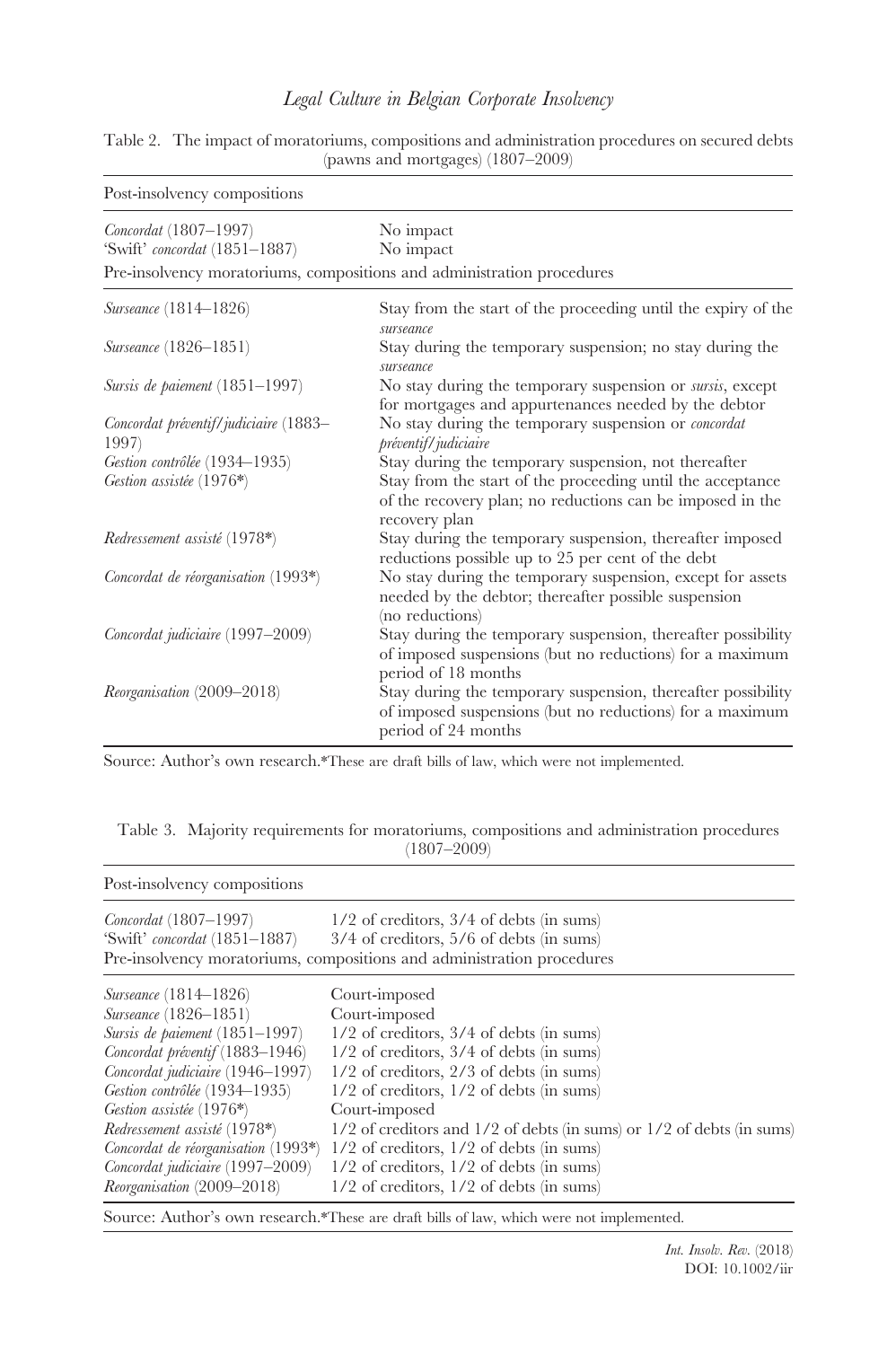Table 2. The impact of moratoriums, compositions and administration procedures on secured debts (pawns and mortgages) (1807–2009)

| Post-insolvency compositions | |
|---|---|
| *Concordat* (1807–1997) | No impact |
| 'Swift' *concordat* (1851–1887) | No impact |
| **Pre-insolvency moratoriums, compositions and administration procedures** | |
| *Surseance* (1814–1826) | Stay from the start of the proceeding until the expiry of the *surseance* |
| *Surseance* (1826–1851) | Stay during the temporary suspension; no stay during the *surseance* |
| *Sursis de paiement* (1851–1997) | No stay during the temporary suspension or *sursis*, except for mortgages and appurtenances needed by the debtor |
| *Concordat préventif/judiciaire* (1883–1997) | No stay during the temporary suspension or *concordat préventif/judiciaire* |
| *Gestion contrôlée* (1934–1935) | Stay during the temporary suspension, not thereafter |
| *Gestion assistée* (1976*) | Stay from the start of the proceeding until the acceptance of the recovery plan; no reductions can be imposed in the recovery plan |
| *Redressement assisté* (1978*) | Stay during the temporary suspension, thereafter imposed reductions possible up to 25 per cent of the debt |
| *Concordat de réorganisation* (1993*) | No stay during the temporary suspension, except for assets needed by the debtor; thereafter possible suspension (no reductions) |
| *Concordat judiciaire* (1997–2009) | Stay during the temporary suspension, thereafter possibility of imposed suspensions (but no reductions) for a maximum period of 18 months |
| *Reorganisation* (2009–2018) | Stay during the temporary suspension, thereafter possibility of imposed suspensions (but no reductions) for a maximum period of 24 months |

Source: Author's own research.*These are draft bills of law, which were not implemented.

Table 3. Majority requirements for moratoriums, compositions and administration procedures (1807–2009)

| Post-insolvency compositions | |
|---|---|
| *Concordat* (1807–1997) | 1/2 of creditors, 3/4 of debts (in sums) |
| 'Swift' *concordat* (1851–1887) | 3/4 of creditors, 5/6 of debts (in sums) |
| **Pre-insolvency moratoriums, compositions and administration procedures** | |
| *Surseance* (1814–1826) | Court-imposed |
| *Surseance* (1826–1851) | Court-imposed |
| *Sursis de paiement* (1851–1997) | 1/2 of creditors, 3/4 of debts (in sums) |
| *Concordat préventif* (1883–1946) | 1/2 of creditors, 3/4 of debts (in sums) |
| *Concordat judiciaire* (1946–1997) | 1/2 of creditors, 2/3 of debts (in sums) |
| *Gestion contrôlée* (1934–1935) | 1/2 of creditors, 1/2 of debts (in sums) |
| *Gestion assistée* (1976*) | Court-imposed |
| *Redressement assisté* (1978*) | 1/2 of creditors and 1/2 of debts (in sums) or 1/2 of debts (in sums) |
| *Concordat de réorganisation* (1993*) | 1/2 of creditors, 1/2 of debts (in sums) |
| *Concordat judiciaire* (1997–2009) | 1/2 of creditors, 1/2 of debts (in sums) |
| *Reorganisation* (2009–2018) | 1/2 of creditors, 1/2 of debts (in sums) |

Source: Author's own research.*These are draft bills of law, which were not implemented.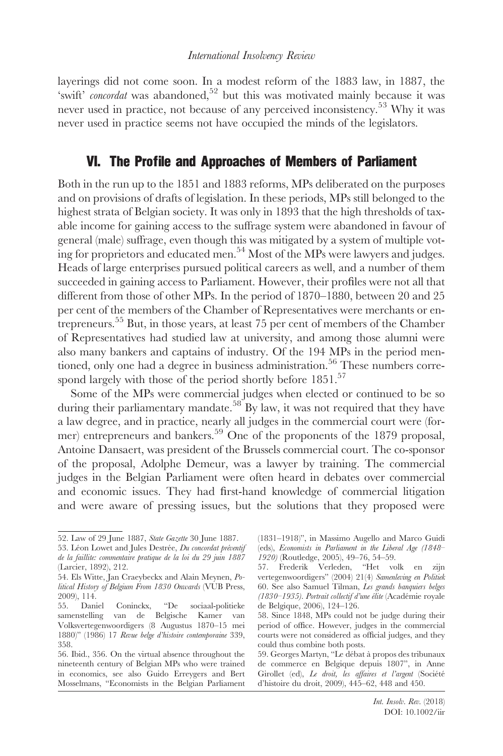layerings did not come soon. In a modest reform of the 1883 law, in 1887, the 'swift' *concordat* was abandoned,[52] but this was motivated mainly because it was never used in practice, not because of any perceived inconsistency.[53] Why it was never used in practice seems not have occupied the minds of the legislators.

## VI. The Profile and Approaches of Members of Parliament

Both in the run up to the 1851 and 1883 reforms, MPs deliberated on the purposes and on provisions of drafts of legislation. In these periods, MPs still belonged to the highest strata of Belgian society. It was only in 1893 that the high thresholds of taxable income for gaining access to the suffrage system were abandoned in favour of general (male) suffrage, even though this was mitigated by a system of multiple voting for proprietors and educated men.[54] Most of the MPs were lawyers and judges. Heads of large enterprises pursued political careers as well, and a number of them succeeded in gaining access to Parliament. However, their profiles were not all that different from those of other MPs. In the period of 1870–1880, between 20 and 25 per cent of the members of the Chamber of Representatives were merchants or entrepreneurs.[55] But, in those years, at least 75 per cent of members of the Chamber of Representatives had studied law at university, and among those alumni were also many bankers and captains of industry. Of the 194 MPs in the period mentioned, only one had a degree in business administration.[56] These numbers correspond largely with those of the period shortly before 1851.[57]

Some of the MPs were commercial judges when elected or continued to be so during their parliamentary mandate.[58] By law, it was not required that they have a law degree, and in practice, nearly all judges in the commercial court were (former) entrepreneurs and bankers.[59] One of the proponents of the 1879 proposal, Antoine Dansaert, was president of the Brussels commercial court. The co-sponsor of the proposal, Adolphe Demeur, was a lawyer by training. The commercial judges in the Belgian Parliament were often heard in debates over commercial and economic issues. They had first-hand knowledge of commercial litigation and were aware of pressing issues, but the solutions that they proposed were

---

52. Law of 29 June 1887, *State Gazette* 30 June 1887.

53. Léon Lowet and Jules Destrée, *Du concordat préventif de la faillite: commentaire pratique de la loi du 29 juin 1887* (Larcier, 1892), 212.

54. Els Witte, Jan Craeybeckx and Alain Meynen, *Political History of Belgium From 1830 Onwards* (VUB Press, 2009), 114.

55. Daniel Coninckx, "De sociaal-politieke samenstelling van de Belgische Kamer van Volksvertegenwoordigers (8 Augustus 1870–15 mei 1880)" (1986) 17 *Revue belge d'histoire contemporaine* 339, 358.

56. Ibid., 356. On the virtual absence throughout the nineteenth century of Belgian MPs who were trained in economics, see also Guido Erreygers and Bert Mosselmans, "Economists in the Belgian Parliament (1831–1918)", in Massimo Augello and Marco Guidi (eds), *Economists in Parliament in the Liberal Age (1848–1920)* (Routledge, 2005), 49–76, 54–59.

57. Frederik Verleden, "Het volk en zijn vertegenwoordigers" (2004) 21(4) *Samenleving en Politiek* 60. See also Samuel Tilman, *Les grands banquiers belges (1830–1935). Portrait collectif d'une élite* (Académie royale de Belgique, 2006), 124–126.

58. Since 1848, MPs could not be judge during their period of office. However, judges in the commercial courts were not considered as official judges, and they could thus combine both posts.

59. Georges Martyn, "Le débat à propos des tribunaux de commerce en Belgique depuis 1807", in Anne Girollet (ed), *Le droit, les affaires et l'argent* (Société d'histoire du droit, 2009), 445–62, 448 and 450.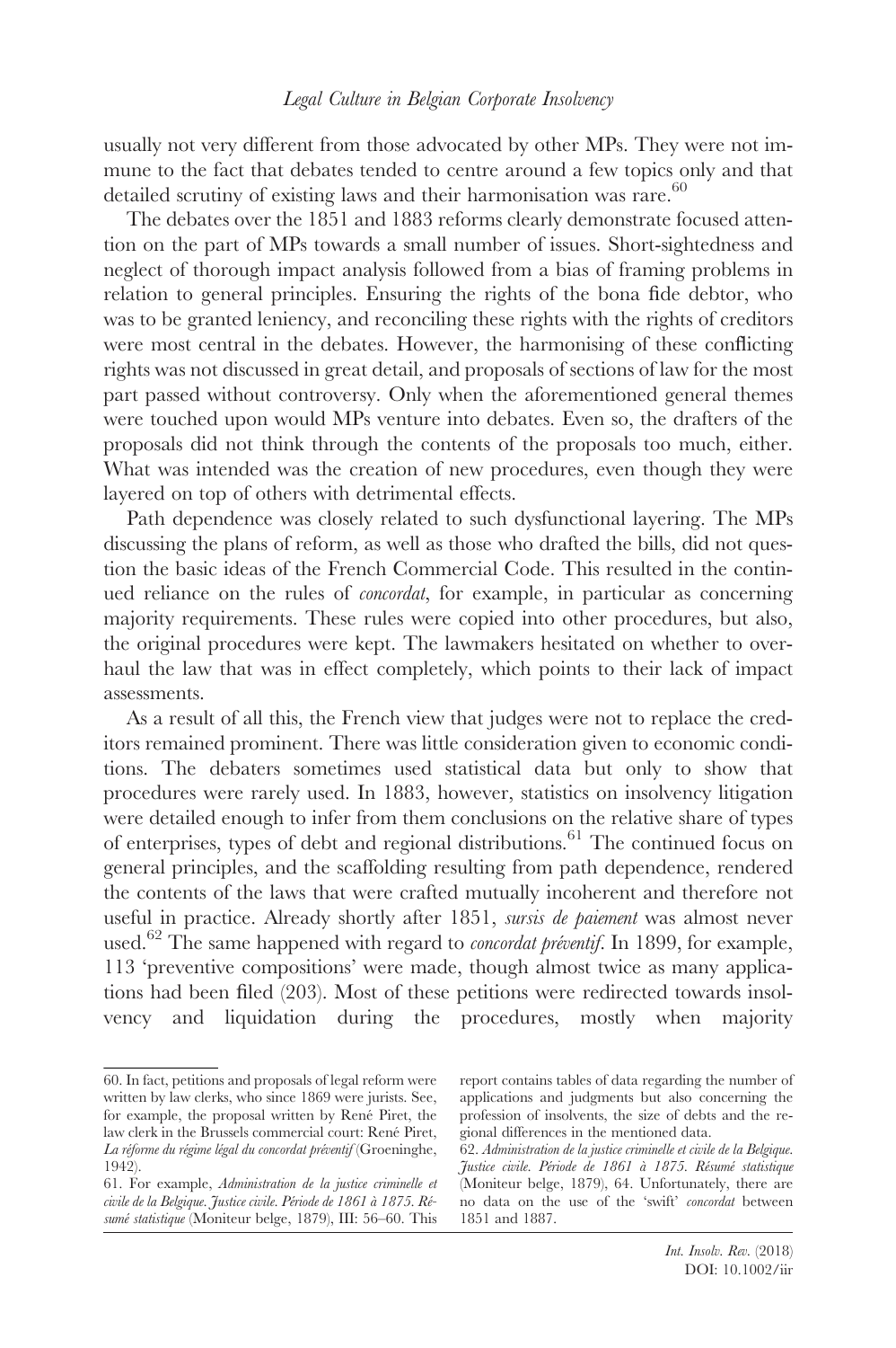usually not very different from those advocated by other MPs. They were not immune to the fact that debates tended to centre around a few topics only and that detailed scrutiny of existing laws and their harmonisation was rare.[60]

The debates over the 1851 and 1883 reforms clearly demonstrate focused attention on the part of MPs towards a small number of issues. Short-sightedness and neglect of thorough impact analysis followed from a bias of framing problems in relation to general principles. Ensuring the rights of the bona fide debtor, who was to be granted leniency, and reconciling these rights with the rights of creditors were most central in the debates. However, the harmonising of these conflicting rights was not discussed in great detail, and proposals of sections of law for the most part passed without controversy. Only when the aforementioned general themes were touched upon would MPs venture into debates. Even so, the drafters of the proposals did not think through the contents of the proposals too much, either. What was intended was the creation of new procedures, even though they were layered on top of others with detrimental effects.

Path dependence was closely related to such dysfunctional layering. The MPs discussing the plans of reform, as well as those who drafted the bills, did not question the basic ideas of the French Commercial Code. This resulted in the continued reliance on the rules of *concordat*, for example, in particular as concerning majority requirements. These rules were copied into other procedures, but also, the original procedures were kept. The lawmakers hesitated on whether to overhaul the law that was in effect completely, which points to their lack of impact assessments.

As a result of all this, the French view that judges were not to replace the creditors remained prominent. There was little consideration given to economic conditions. The debaters sometimes used statistical data but only to show that procedures were rarely used. In 1883, however, statistics on insolvency litigation were detailed enough to infer from them conclusions on the relative share of types of enterprises, types of debt and regional distributions.[61] The continued focus on general principles, and the scaffolding resulting from path dependence, rendered the contents of the laws that were crafted mutually incoherent and therefore not useful in practice. Already shortly after 1851, *sursis de paiement* was almost never used.[62] The same happened with regard to *concordat préventif*. In 1899, for example, 113 'preventive compositions' were made, though almost twice as many applications had been filed (203). Most of these petitions were redirected towards insolvency and liquidation during the procedures, mostly when majority

60. In fact, petitions and proposals of legal reform were written by law clerks, who since 1869 were jurists. See, for example, the proposal written by René Piret, the law clerk in the Brussels commercial court: René Piret, *La réforme du régime légal du concordat préventif* (Groeninghe, 1942).

61. For example, *Administration de la justice criminelle et civile de la Belgique. Justice civile. Période de 1861 à 1875. Résumé statistique* (Moniteur belge, 1879), III: 56–60. This report contains tables of data regarding the number of applications and judgments but also concerning the profession of insolvents, the size of debts and the regional differences in the mentioned data.

62. *Administration de la justice criminelle et civile de la Belgique. Justice civile. Période de 1861 à 1875. Résumé statistique* (Moniteur belge, 1879), 64. Unfortunately, there are no data on the use of the 'swift' *concordat* between 1851 and 1887.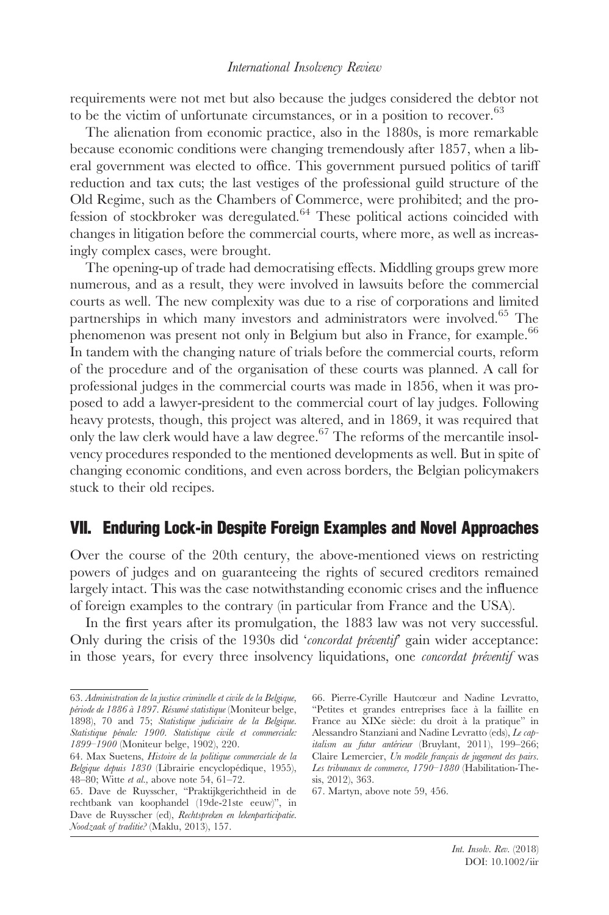requirements were not met but also because the judges considered the debtor not to be the victim of unfortunate circumstances, or in a position to recover.[63]

The alienation from economic practice, also in the 1880s, is more remarkable because economic conditions were changing tremendously after 1857, when a liberal government was elected to office. This government pursued politics of tariff reduction and tax cuts; the last vestiges of the professional guild structure of the Old Regime, such as the Chambers of Commerce, were prohibited; and the profession of stockbroker was deregulated.[64] These political actions coincided with changes in litigation before the commercial courts, where more, as well as increasingly complex cases, were brought.

The opening-up of trade had democratising effects. Middling groups grew more numerous, and as a result, they were involved in lawsuits before the commercial courts as well. The new complexity was due to a rise of corporations and limited partnerships in which many investors and administrators were involved.[65] The phenomenon was present not only in Belgium but also in France, for example.[66] In tandem with the changing nature of trials before the commercial courts, reform of the procedure and of the organisation of these courts was planned. A call for professional judges in the commercial courts was made in 1856, when it was proposed to add a lawyer-president to the commercial court of lay judges. Following heavy protests, though, this project was altered, and in 1869, it was required that only the law clerk would have a law degree.[67] The reforms of the mercantile insolvency procedures responded to the mentioned developments as well. But in spite of changing economic conditions, and even across borders, the Belgian policymakers stuck to their old recipes.

## VII. Enduring Lock-in Despite Foreign Examples and Novel Approaches

Over the course of the 20th century, the above-mentioned views on restricting powers of judges and on guaranteeing the rights of secured creditors remained largely intact. This was the case notwithstanding economic crises and the influence of foreign examples to the contrary (in particular from France and the USA).

In the first years after its promulgation, the 1883 law was not very successful. Only during the crisis of the 1930s did '*concordat préventif*' gain wider acceptance: in those years, for every three insolvency liquidations, one *concordat préventif* was

---

63. *Administration de la justice criminelle et civile de la Belgique, période de 1886 à 1897. Résumé statistique* (Moniteur belge, 1898), 70 and 75; *Statistique judiciaire de la Belgique. Statistique pénale: 1900. Statistique civile et commerciale: 1899–1900* (Moniteur belge, 1902), 220.

64. Max Suetens, *Histoire de la politique commerciale de la Belgique depuis 1830* (Librairie encyclopédique, 1955), 48–80; Witte *et al.,* above note 54, 61–72.

65. Dave de Ruysscher, "Praktijkgerichtheid in de rechtbank van koophandel (19de-21ste eeuw)", in Dave de Ruysscher (ed), *Rechtspreken en lekenparticipatie. Noodzaak of traditie?* (Maklu, 2013), 157.

66. Pierre-Cyrille Hautcœur and Nadine Levratto, "Petites et grandes entreprises face à la faillite en France au XIXe siècle: du droit à la pratique" in Alessandro Stanziani and Nadine Levratto (eds), *Le capitalism au futur antérieur* (Bruylant, 2011), 199–266; Claire Lemercier, *Un modèle français de jugement des pairs. Les tribunaux de commerce, 1790–1880* (Habilitation-Thesis, 2012), 363.

67. Martyn, above note 59, 456.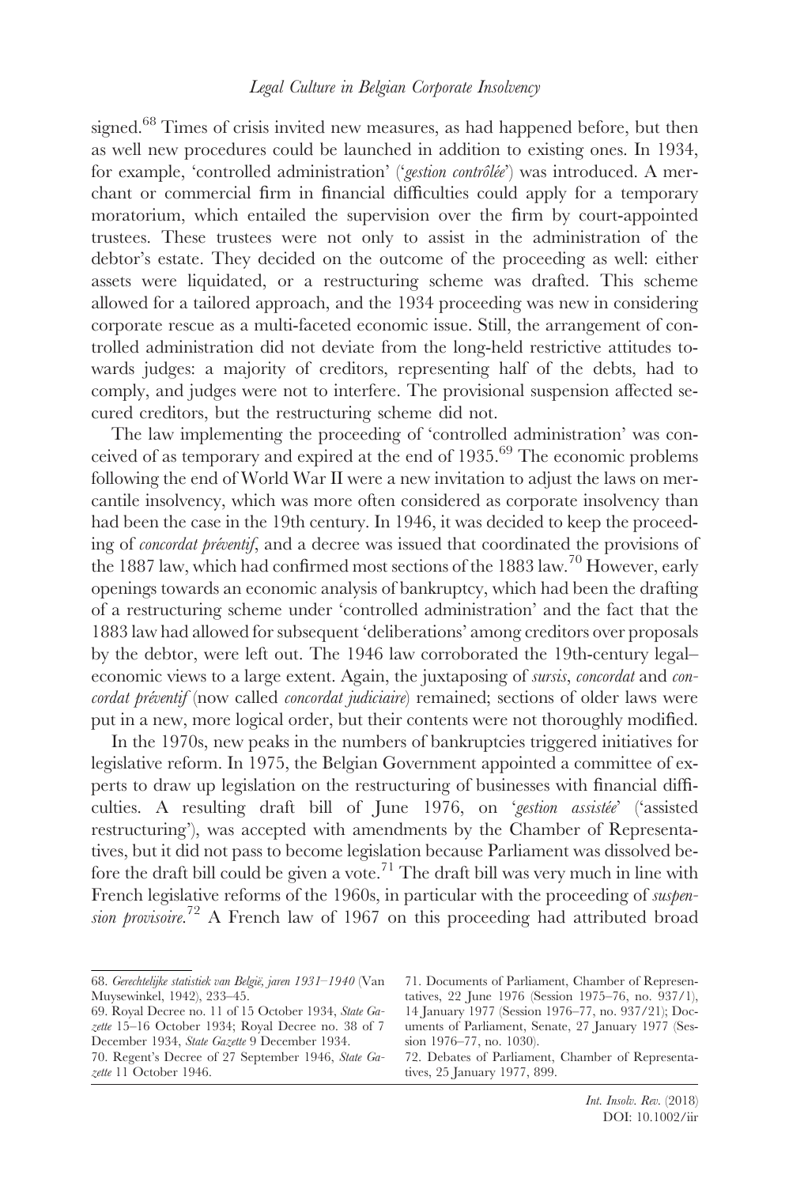signed.[68] Times of crisis invited new measures, as had happened before, but then as well new procedures could be launched in addition to existing ones. In 1934, for example, 'controlled administration' ('*gestion contrôlée*') was introduced. A merchant or commercial firm in financial difficulties could apply for a temporary moratorium, which entailed the supervision over the firm by court-appointed trustees. These trustees were not only to assist in the administration of the debtor's estate. They decided on the outcome of the proceeding as well: either assets were liquidated, or a restructuring scheme was drafted. This scheme allowed for a tailored approach, and the 1934 proceeding was new in considering corporate rescue as a multi-faceted economic issue. Still, the arrangement of controlled administration did not deviate from the long-held restrictive attitudes towards judges: a majority of creditors, representing half of the debts, had to comply, and judges were not to interfere. The provisional suspension affected secured creditors, but the restructuring scheme did not.

The law implementing the proceeding of 'controlled administration' was conceived of as temporary and expired at the end of 1935.[69] The economic problems following the end of World War II were a new invitation to adjust the laws on mercantile insolvency, which was more often considered as corporate insolvency than had been the case in the 19th century. In 1946, it was decided to keep the proceeding of *concordat préventif*, and a decree was issued that coordinated the provisions of the 1887 law, which had confirmed most sections of the 1883 law.[70] However, early openings towards an economic analysis of bankruptcy, which had been the drafting of a restructuring scheme under 'controlled administration' and the fact that the 1883 law had allowed for subsequent 'deliberations' among creditors over proposals by the debtor, were left out. The 1946 law corroborated the 19th-century legal–economic views to a large extent. Again, the juxtaposing of *sursis*, *concordat* and *concordat préventif* (now called *concordat judiciaire*) remained; sections of older laws were put in a new, more logical order, but their contents were not thoroughly modified.

In the 1970s, new peaks in the numbers of bankruptcies triggered initiatives for legislative reform. In 1975, the Belgian Government appointed a committee of experts to draw up legislation on the restructuring of businesses with financial difficulties. A resulting draft bill of June 1976, on '*gestion assistée*' ('assisted restructuring'), was accepted with amendments by the Chamber of Representatives, but it did not pass to become legislation because Parliament was dissolved before the draft bill could be given a vote.[71] The draft bill was very much in line with French legislative reforms of the 1960s, in particular with the proceeding of *suspension provisoire*.[72] A French law of 1967 on this proceeding had attributed broad

---

68. *Gerechtelijke statistiek van België, jaren 1931–1940* (Van Muysewinkel, 1942), 233–45.

69. Royal Decree no. 11 of 15 October 1934, *State Gazette* 15–16 October 1934; Royal Decree no. 38 of 7 December 1934, *State Gazette* 9 December 1934.

70. Regent's Decree of 27 September 1946, *State Gazette* 11 October 1946.

71. Documents of Parliament, Chamber of Representatives, 22 June 1976 (Session 1975–76, no. 937/1), 14 January 1977 (Session 1976–77, no. 937/21); Documents of Parliament, Senate, 27 January 1977 (Session 1976–77, no. 1030).

72. Debates of Parliament, Chamber of Representatives, 25 January 1977, 899.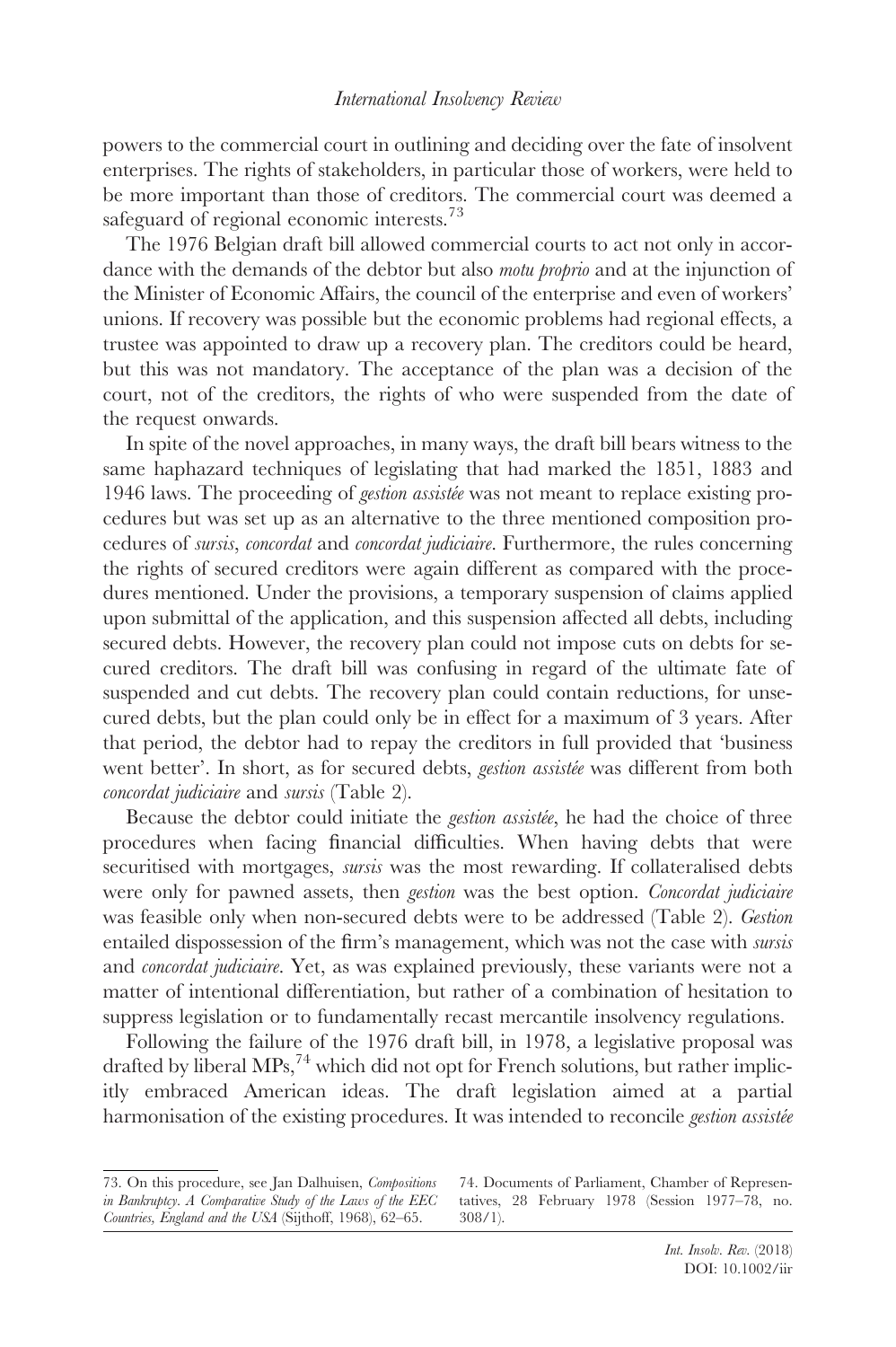powers to the commercial court in outlining and deciding over the fate of insolvent enterprises. The rights of stakeholders, in particular those of workers, were held to be more important than those of creditors. The commercial court was deemed a safeguard of regional economic interests.[73]

The 1976 Belgian draft bill allowed commercial courts to act not only in accordance with the demands of the debtor but also *motu proprio* and at the injunction of the Minister of Economic Affairs, the council of the enterprise and even of workers' unions. If recovery was possible but the economic problems had regional effects, a trustee was appointed to draw up a recovery plan. The creditors could be heard, but this was not mandatory. The acceptance of the plan was a decision of the court, not of the creditors, the rights of who were suspended from the date of the request onwards.

In spite of the novel approaches, in many ways, the draft bill bears witness to the same haphazard techniques of legislating that had marked the 1851, 1883 and 1946 laws. The proceeding of *gestion assistée* was not meant to replace existing procedures but was set up as an alternative to the three mentioned composition procedures of *sursis*, *concordat* and *concordat judiciaire*. Furthermore, the rules concerning the rights of secured creditors were again different as compared with the procedures mentioned. Under the provisions, a temporary suspension of claims applied upon submittal of the application, and this suspension affected all debts, including secured debts. However, the recovery plan could not impose cuts on debts for secured creditors. The draft bill was confusing in regard of the ultimate fate of suspended and cut debts. The recovery plan could contain reductions, for unsecured debts, but the plan could only be in effect for a maximum of 3 years. After that period, the debtor had to repay the creditors in full provided that 'business went better'. In short, as for secured debts, *gestion assistée* was different from both *concordat judiciaire* and *sursis* (Table 2).

Because the debtor could initiate the *gestion assistée*, he had the choice of three procedures when facing financial difficulties. When having debts that were securitised with mortgages, *sursis* was the most rewarding. If collateralised debts were only for pawned assets, then *gestion* was the best option. *Concordat judiciaire* was feasible only when non-secured debts were to be addressed (Table 2). *Gestion* entailed dispossession of the firm's management, which was not the case with *sursis* and *concordat judiciaire*. Yet, as was explained previously, these variants were not a matter of intentional differentiation, but rather of a combination of hesitation to suppress legislation or to fundamentally recast mercantile insolvency regulations.

Following the failure of the 1976 draft bill, in 1978, a legislative proposal was drafted by liberal MPs,[74] which did not opt for French solutions, but rather implicitly embraced American ideas. The draft legislation aimed at a partial harmonisation of the existing procedures. It was intended to reconcile *gestion assistée*

73. On this procedure, see Jan Dalhuisen, *Compositions in Bankruptcy. A Comparative Study of the Laws of the EEC Countries, England and the USA* (Sijthoff, 1968), 62–65.

74. Documents of Parliament, Chamber of Representatives, 28 February 1978 (Session 1977–78, no. 308/1).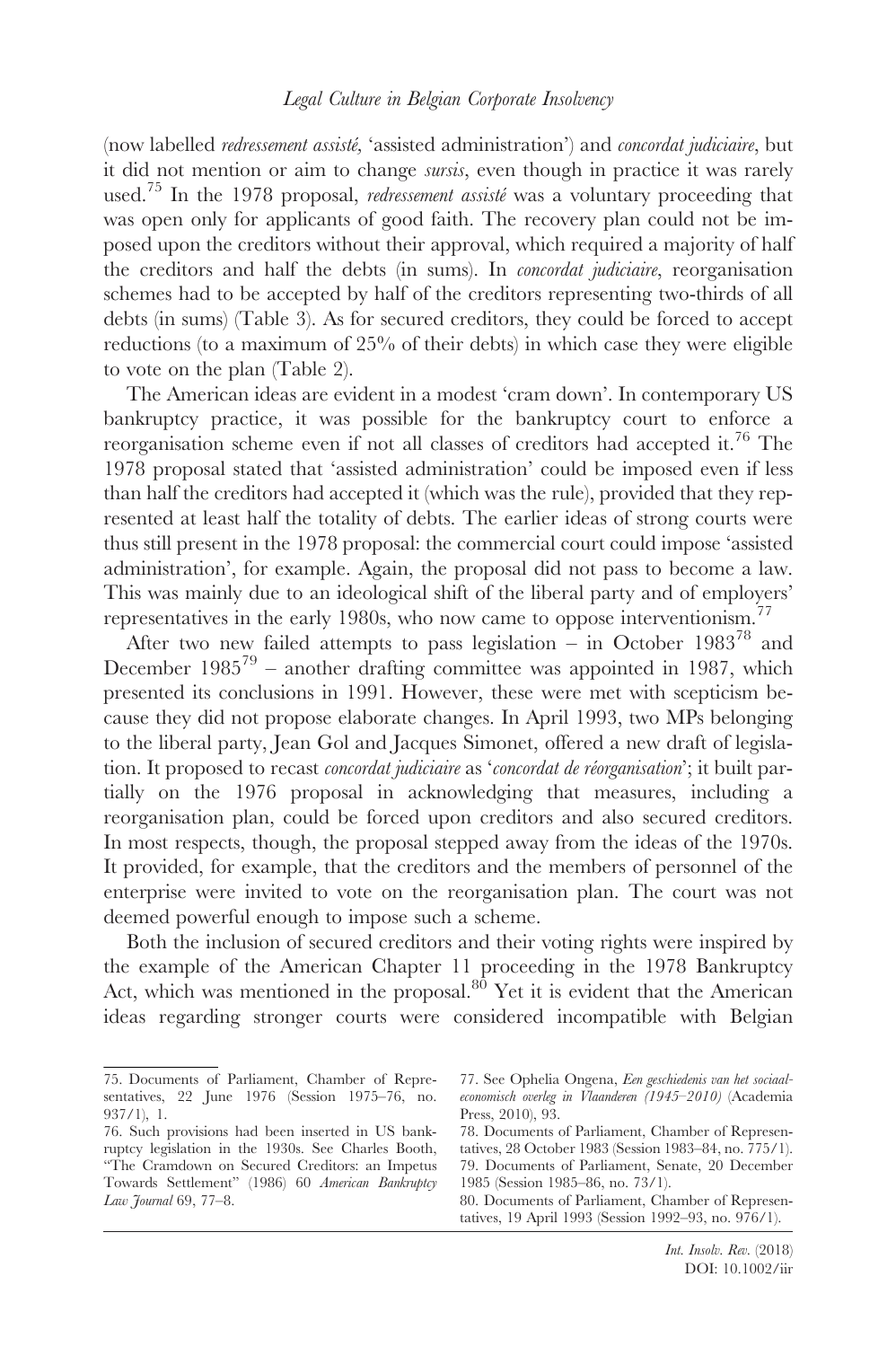(now labelled *redressement assisté*, 'assisted administration') and *concordat judiciaire*, but it did not mention or aim to change *sursis*, even though in practice it was rarely used.[75] In the 1978 proposal, *redressement assisté* was a voluntary proceeding that was open only for applicants of good faith. The recovery plan could not be imposed upon the creditors without their approval, which required a majority of half the creditors and half the debts (in sums). In *concordat judiciaire*, reorganisation schemes had to be accepted by half of the creditors representing two-thirds of all debts (in sums) (Table 3). As for secured creditors, they could be forced to accept reductions (to a maximum of 25% of their debts) in which case they were eligible to vote on the plan (Table 2).

The American ideas are evident in a modest 'cram down'. In contemporary US bankruptcy practice, it was possible for the bankruptcy court to enforce a reorganisation scheme even if not all classes of creditors had accepted it.[76] The 1978 proposal stated that 'assisted administration' could be imposed even if less than half the creditors had accepted it (which was the rule), provided that they represented at least half the totality of debts. The earlier ideas of strong courts were thus still present in the 1978 proposal: the commercial court could impose 'assisted administration', for example. Again, the proposal did not pass to become a law. This was mainly due to an ideological shift of the liberal party and of employers' representatives in the early 1980s, who now came to oppose interventionism.[77]

After two new failed attempts to pass legislation – in October 1983[78] and December 1985[79] – another drafting committee was appointed in 1987, which presented its conclusions in 1991. However, these were met with scepticism because they did not propose elaborate changes. In April 1993, two MPs belonging to the liberal party, Jean Gol and Jacques Simonet, offered a new draft of legislation. It proposed to recast *concordat judiciaire* as '*concordat de réorganisation*'; it built partially on the 1976 proposal in acknowledging that measures, including a reorganisation plan, could be forced upon creditors and also secured creditors. In most respects, though, the proposal stepped away from the ideas of the 1970s. It provided, for example, that the creditors and the members of personnel of the enterprise were invited to vote on the reorganisation plan. The court was not deemed powerful enough to impose such a scheme.

Both the inclusion of secured creditors and their voting rights were inspired by the example of the American Chapter 11 proceeding in the 1978 Bankruptcy Act, which was mentioned in the proposal.[80] Yet it is evident that the American ideas regarding stronger courts were considered incompatible with Belgian

---

75. Documents of Parliament, Chamber of Representatives, 22 June 1976 (Session 1975–76, no. 937/1), 1.

76. Such provisions had been inserted in US bankruptcy legislation in the 1930s. See Charles Booth, "The Cramdown on Secured Creditors: an Impetus Towards Settlement" (1986) 60 *American Bankruptcy Law Journal* 69, 77–8.

77. See Ophelia Ongena, *Een geschiedenis van het sociaal-economisch overleg in Vlaanderen (1945–2010)* (Academia Press, 2010), 93.

78. Documents of Parliament, Chamber of Representatives, 28 October 1983 (Session 1983–84, no. 775/1).

79. Documents of Parliament, Senate, 20 December 1985 (Session 1985–86, no. 73/1).

80. Documents of Parliament, Chamber of Representatives, 19 April 1993 (Session 1992–93, no. 976/1).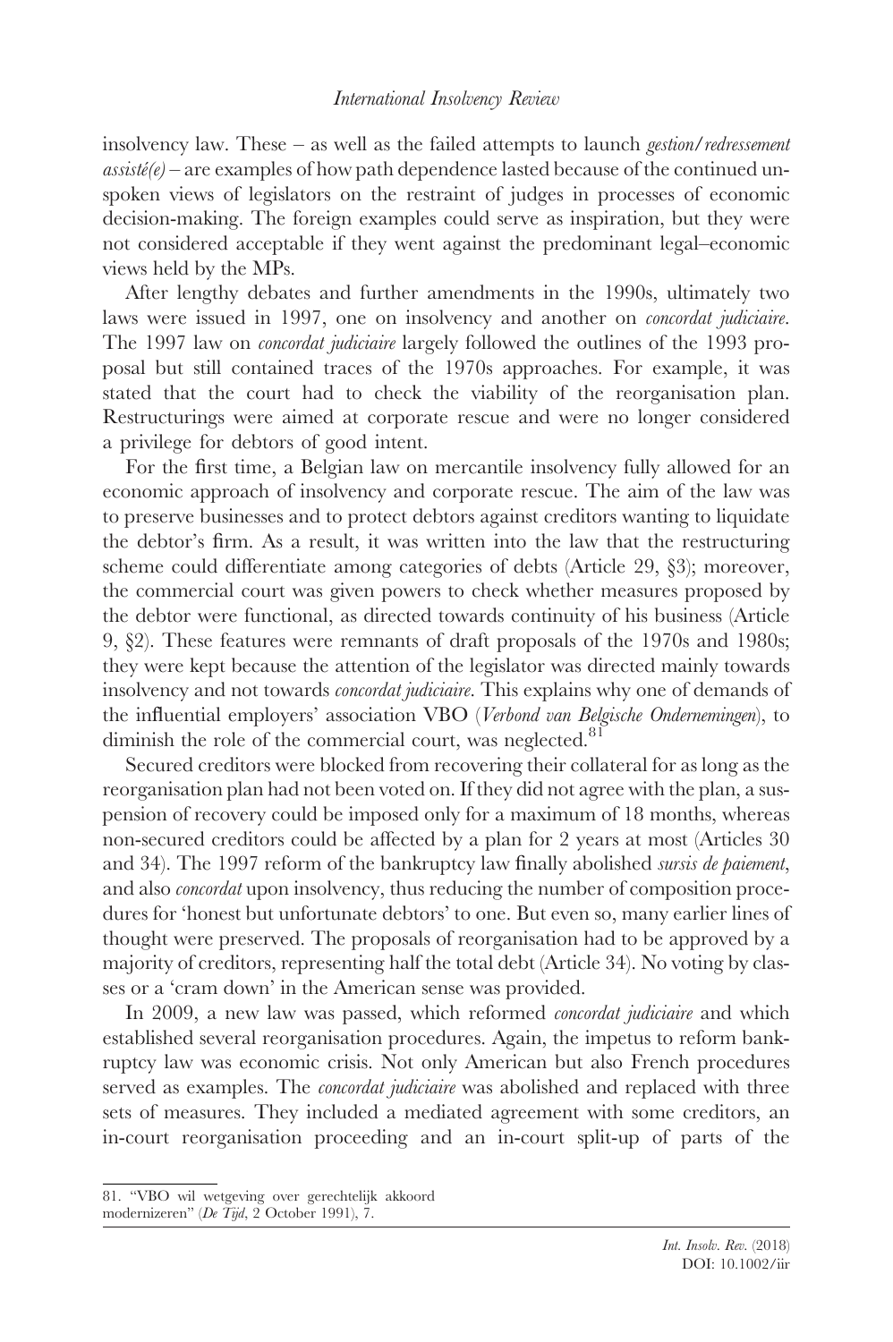insolvency law. These – as well as the failed attempts to launch *gestion/redressement assisté(e)* – are examples of how path dependence lasted because of the continued unspoken views of legislators on the restraint of judges in processes of economic decision-making. The foreign examples could serve as inspiration, but they were not considered acceptable if they went against the predominant legal–economic views held by the MPs.

After lengthy debates and further amendments in the 1990s, ultimately two laws were issued in 1997, one on insolvency and another on *concordat judiciaire*. The 1997 law on *concordat judiciaire* largely followed the outlines of the 1993 proposal but still contained traces of the 1970s approaches. For example, it was stated that the court had to check the viability of the reorganisation plan. Restructurings were aimed at corporate rescue and were no longer considered a privilege for debtors of good intent.

For the first time, a Belgian law on mercantile insolvency fully allowed for an economic approach of insolvency and corporate rescue. The aim of the law was to preserve businesses and to protect debtors against creditors wanting to liquidate the debtor's firm. As a result, it was written into the law that the restructuring scheme could differentiate among categories of debts (Article 29, §3); moreover, the commercial court was given powers to check whether measures proposed by the debtor were functional, as directed towards continuity of his business (Article 9, §2). These features were remnants of draft proposals of the 1970s and 1980s; they were kept because the attention of the legislator was directed mainly towards insolvency and not towards *concordat judiciaire*. This explains why one of demands of the influential employers' association VBO (*Verbond van Belgische Ondernemingen*), to diminish the role of the commercial court, was neglected.[81]

Secured creditors were blocked from recovering their collateral for as long as the reorganisation plan had not been voted on. If they did not agree with the plan, a suspension of recovery could be imposed only for a maximum of 18 months, whereas non-secured creditors could be affected by a plan for 2 years at most (Articles 30 and 34). The 1997 reform of the bankruptcy law finally abolished *sursis de paiement*, and also *concordat* upon insolvency, thus reducing the number of composition procedures for 'honest but unfortunate debtors' to one. But even so, many earlier lines of thought were preserved. The proposals of reorganisation had to be approved by a majority of creditors, representing half the total debt (Article 34). No voting by classes or a 'cram down' in the American sense was provided.

In 2009, a new law was passed, which reformed *concordat judiciaire* and which established several reorganisation procedures. Again, the impetus to reform bankruptcy law was economic crisis. Not only American but also French procedures served as examples. The *concordat judiciaire* was abolished and replaced with three sets of measures. They included a mediated agreement with some creditors, an in-court reorganisation proceeding and an in-court split-up of parts of the

81. "VBO wil wetgeving over gerechtelijk akkoord modernizeren" (*De Tijd*, 2 October 1991), 7.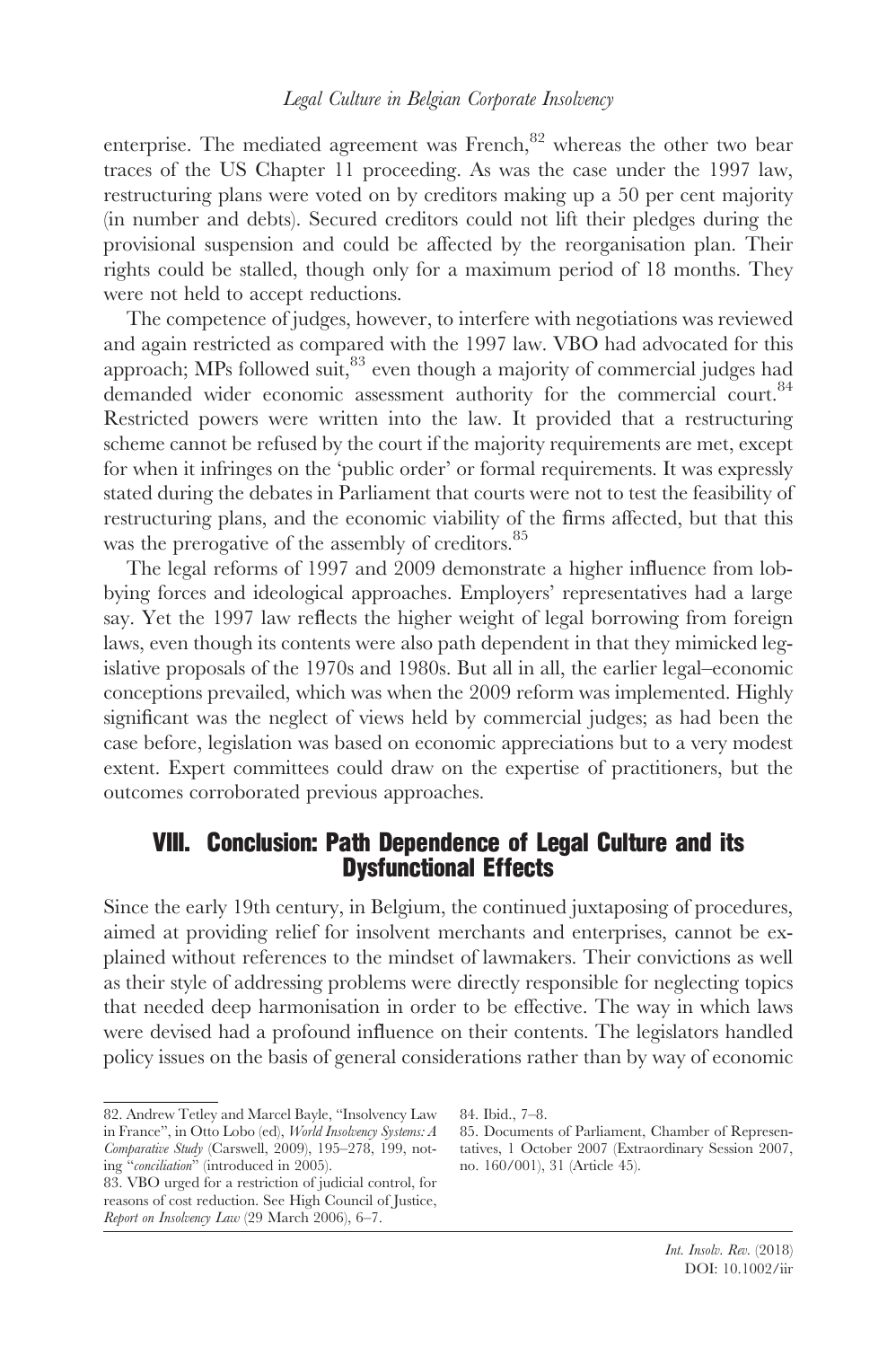enterprise. The mediated agreement was French,[82] whereas the other two bear traces of the US Chapter 11 proceeding. As was the case under the 1997 law, restructuring plans were voted on by creditors making up a 50 per cent majority (in number and debts). Secured creditors could not lift their pledges during the provisional suspension and could be affected by the reorganisation plan. Their rights could be stalled, though only for a maximum period of 18 months. They were not held to accept reductions.

The competence of judges, however, to interfere with negotiations was reviewed and again restricted as compared with the 1997 law. VBO had advocated for this approach; MPs followed suit,[83] even though a majority of commercial judges had demanded wider economic assessment authority for the commercial court.[84] Restricted powers were written into the law. It provided that a restructuring scheme cannot be refused by the court if the majority requirements are met, except for when it infringes on the 'public order' or formal requirements. It was expressly stated during the debates in Parliament that courts were not to test the feasibility of restructuring plans, and the economic viability of the firms affected, but that this was the prerogative of the assembly of creditors.[85]

The legal reforms of 1997 and 2009 demonstrate a higher influence from lobbying forces and ideological approaches. Employers' representatives had a large say. Yet the 1997 law reflects the higher weight of legal borrowing from foreign laws, even though its contents were also path dependent in that they mimicked legislative proposals of the 1970s and 1980s. But all in all, the earlier legal–economic conceptions prevailed, which was when the 2009 reform was implemented. Highly significant was the neglect of views held by commercial judges; as had been the case before, legislation was based on economic appreciations but to a very modest extent. Expert committees could draw on the expertise of practitioners, but the outcomes corroborated previous approaches.

## VIII. Conclusion: Path Dependence of Legal Culture and its Dysfunctional Effects

Since the early 19th century, in Belgium, the continued juxtaposing of procedures, aimed at providing relief for insolvent merchants and enterprises, cannot be explained without references to the mindset of lawmakers. Their convictions as well as their style of addressing problems were directly responsible for neglecting topics that needed deep harmonisation in order to be effective. The way in which laws were devised had a profound influence on their contents. The legislators handled policy issues on the basis of general considerations rather than by way of economic

82. Andrew Tetley and Marcel Bayle, "Insolvency Law in France", in Otto Lobo (ed), *World Insolvency Systems: A Comparative Study* (Carswell, 2009), 195–278, 199, noting "*conciliation*" (introduced in 2005).

83. VBO urged for a restriction of judicial control, for reasons of cost reduction. See High Council of Justice, *Report on Insolvency Law* (29 March 2006), 6–7.

84. Ibid., 7–8.

85. Documents of Parliament, Chamber of Representatives, 1 October 2007 (Extraordinary Session 2007, no. 160/001), 31 (Article 45).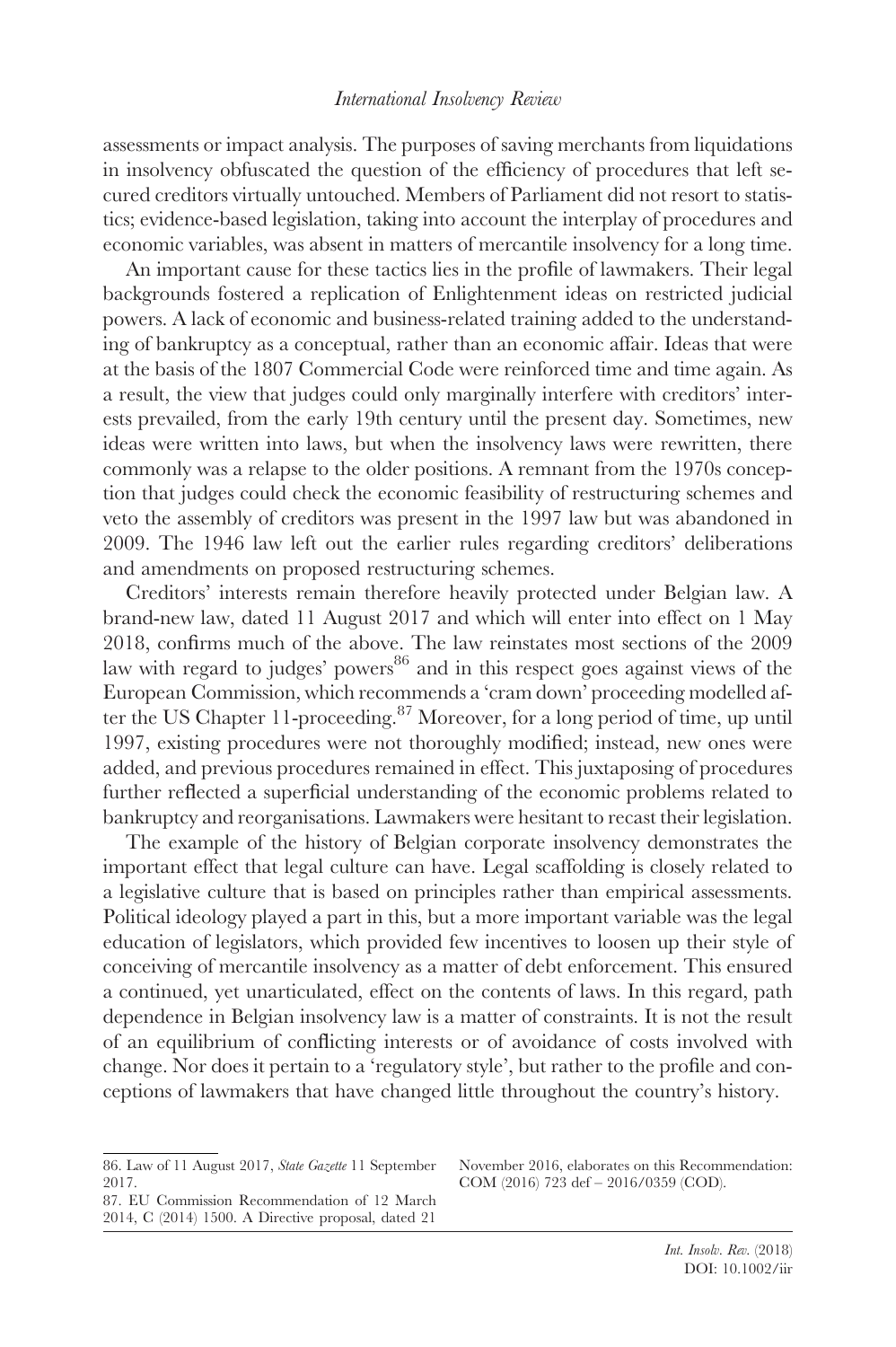assessments or impact analysis. The purposes of saving merchants from liquidations in insolvency obfuscated the question of the efficiency of procedures that left secured creditors virtually untouched. Members of Parliament did not resort to statistics; evidence-based legislation, taking into account the interplay of procedures and economic variables, was absent in matters of mercantile insolvency for a long time.

An important cause for these tactics lies in the profile of lawmakers. Their legal backgrounds fostered a replication of Enlightenment ideas on restricted judicial powers. A lack of economic and business-related training added to the understanding of bankruptcy as a conceptual, rather than an economic affair. Ideas that were at the basis of the 1807 Commercial Code were reinforced time and time again. As a result, the view that judges could only marginally interfere with creditors' interests prevailed, from the early 19th century until the present day. Sometimes, new ideas were written into laws, but when the insolvency laws were rewritten, there commonly was a relapse to the older positions. A remnant from the 1970s conception that judges could check the economic feasibility of restructuring schemes and veto the assembly of creditors was present in the 1997 law but was abandoned in 2009. The 1946 law left out the earlier rules regarding creditors' deliberations and amendments on proposed restructuring schemes.

Creditors' interests remain therefore heavily protected under Belgian law. A brand-new law, dated 11 August 2017 and which will enter into effect on 1 May 2018, confirms much of the above. The law reinstates most sections of the 2009 law with regard to judges' powers[86] and in this respect goes against views of the European Commission, which recommends a 'cram down' proceeding modelled after the US Chapter 11-proceeding.[87] Moreover, for a long period of time, up until 1997, existing procedures were not thoroughly modified; instead, new ones were added, and previous procedures remained in effect. This juxtaposing of procedures further reflected a superficial understanding of the economic problems related to bankruptcy and reorganisations. Lawmakers were hesitant to recast their legislation.

The example of the history of Belgian corporate insolvency demonstrates the important effect that legal culture can have. Legal scaffolding is closely related to a legislative culture that is based on principles rather than empirical assessments. Political ideology played a part in this, but a more important variable was the legal education of legislators, which provided few incentives to loosen up their style of conceiving of mercantile insolvency as a matter of debt enforcement. This ensured a continued, yet unarticulated, effect on the contents of laws. In this regard, path dependence in Belgian insolvency law is a matter of constraints. It is not the result of an equilibrium of conflicting interests or of avoidance of costs involved with change. Nor does it pertain to a 'regulatory style', but rather to the profile and conceptions of lawmakers that have changed little throughout the country's history.

---

86. Law of 11 August 2017, *State Gazette* 11 September 2017.

87. EU Commission Recommendation of 12 March 2014, C (2014) 1500. A Directive proposal, dated 21 November 2016, elaborates on this Recommendation: COM (2016) 723 def – 2016/0359 (COD).